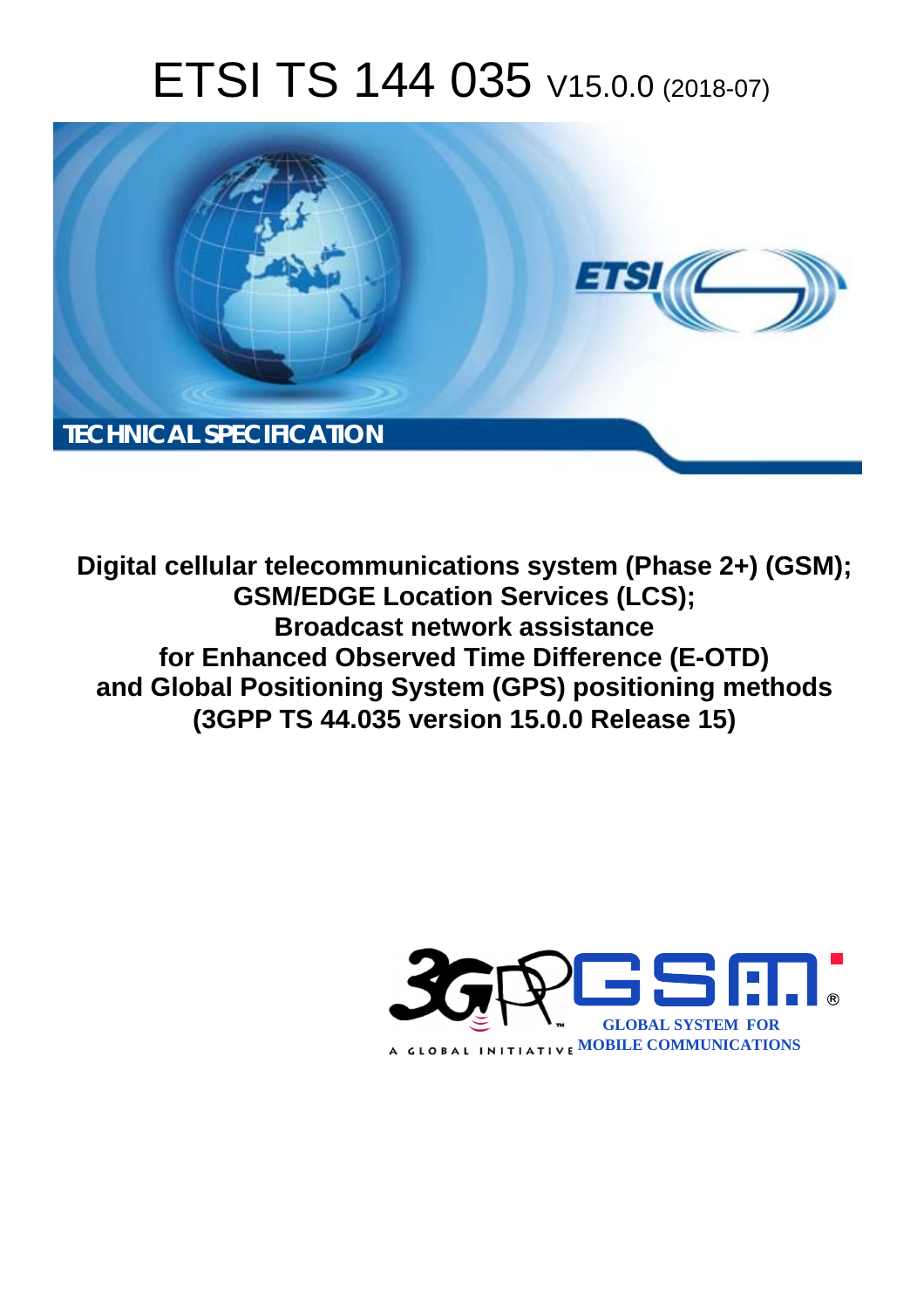# ETSI TS 144 035 V15.0.0 (2018-07)

TECHNICAL SPECIFICATION

**Digital cellular telecommunications system (Phase 2+) (GSM); GSM/EDGE Location Services (LCS); Broadcast network assistance for Enhanced Observed Time Difference (E-OTD) and Global Positioning System (GPS) positioning methods (3GPP TS 44.035 version 15.0.0 Release 15)**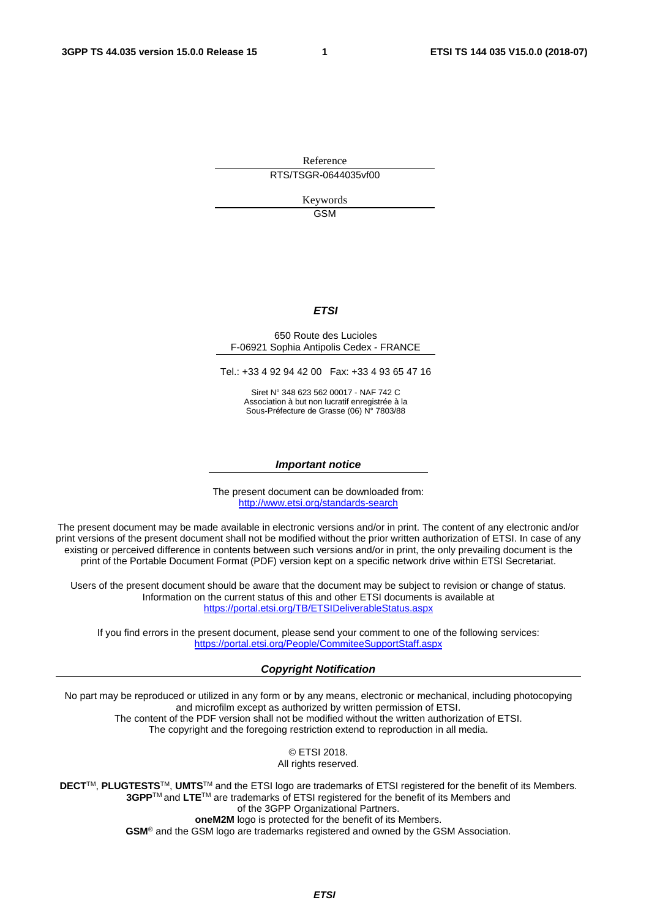Reference

RTS/TSGR-0644035vf00

Keywords

GSM

***ETSI***

650 Route des Lucioles
F-06921 Sophia Antipolis Cedex - FRANCE

Tel.: +33 4 92 94 42 00   Fax: +33 4 93 65 47 16

Siret N° 348 623 562 00017 - NAF 742 C
Association à but non lucratif enregistrée à la
Sous-Préfecture de Grasse (06) N° 7803/88

***Important notice***

The present document can be downloaded from:
http://www.etsi.org/standards-search

The present document may be made available in electronic versions and/or in print. The content of any electronic and/or print versions of the present document shall not be modified without the prior written authorization of ETSI. In case of any existing or perceived difference in contents between such versions and/or in print, the only prevailing document is the print of the Portable Document Format (PDF) version kept on a specific network drive within ETSI Secretariat.

Users of the present document should be aware that the document may be subject to revision or change of status. Information on the current status of this and other ETSI documents is available at
https://portal.etsi.org/TB/ETSIDeliverableStatus.aspx

If you find errors in the present document, please send your comment to one of the following services:
https://portal.etsi.org/People/CommiteeSupportStaff.aspx

***Copyright Notification***

No part may be reproduced or utilized in any form or by any means, electronic or mechanical, including photocopying and microfilm except as authorized by written permission of ETSI.
The content of the PDF version shall not be modified without the written authorization of ETSI.
The copyright and the foregoing restriction extend to reproduction in all media.

© ETSI 2018.
All rights reserved.

**DECT**™, **PLUGTESTS**™, **UMTS**™ and the ETSI logo are trademarks of ETSI registered for the benefit of its Members.
**3GPP**™ and **LTE**™ are trademarks of ETSI registered for the benefit of its Members and of the 3GPP Organizational Partners.
**oneM2M** logo is protected for the benefit of its Members.
**GSM**® and the GSM logo are trademarks registered and owned by the GSM Association.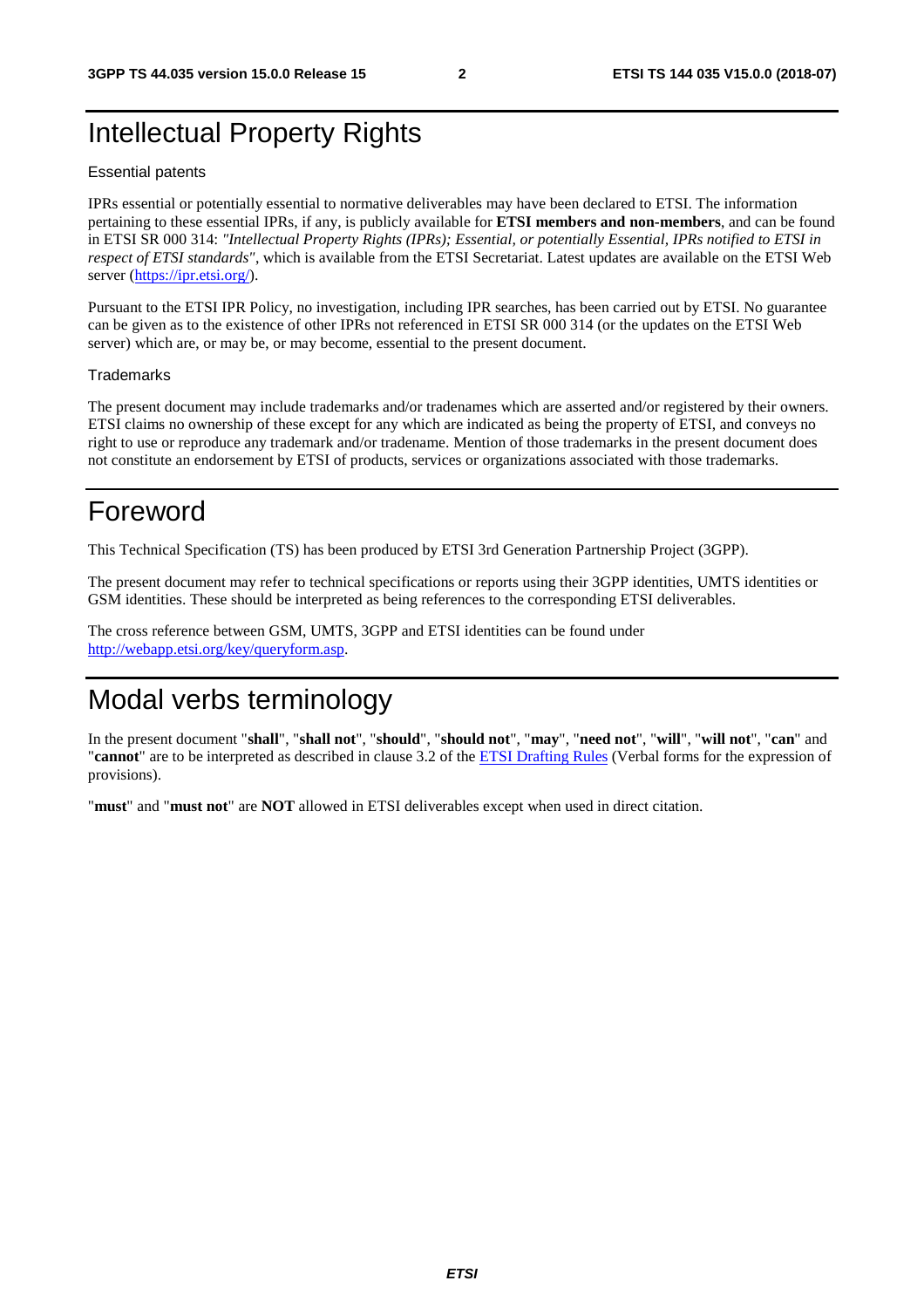# Intellectual Property Rights

Essential patents

IPRs essential or potentially essential to normative deliverables may have been declared to ETSI. The information pertaining to these essential IPRs, if any, is publicly available for **ETSI members and non-members**, and can be found in ETSI SR 000 314: *"Intellectual Property Rights (IPRs); Essential, or potentially Essential, IPRs notified to ETSI in respect of ETSI standards"*, which is available from the ETSI Secretariat. Latest updates are available on the ETSI Web server (https://ipr.etsi.org/).

Pursuant to the ETSI IPR Policy, no investigation, including IPR searches, has been carried out by ETSI. No guarantee can be given as to the existence of other IPRs not referenced in ETSI SR 000 314 (or the updates on the ETSI Web server) which are, or may be, or may become, essential to the present document.

Trademarks

The present document may include trademarks and/or tradenames which are asserted and/or registered by their owners. ETSI claims no ownership of these except for any which are indicated as being the property of ETSI, and conveys no right to use or reproduce any trademark and/or tradename. Mention of those trademarks in the present document does not constitute an endorsement by ETSI of products, services or organizations associated with those trademarks.

# Foreword

This Technical Specification (TS) has been produced by ETSI 3rd Generation Partnership Project (3GPP).

The present document may refer to technical specifications or reports using their 3GPP identities, UMTS identities or GSM identities. These should be interpreted as being references to the corresponding ETSI deliverables.

The cross reference between GSM, UMTS, 3GPP and ETSI identities can be found under http://webapp.etsi.org/key/queryform.asp.

# Modal verbs terminology

In the present document "**shall**", "**shall not**", "**should**", "**should not**", "**may**", "**need not**", "**will**", "**will not**", "**can**" and "**cannot**" are to be interpreted as described in clause 3.2 of the ETSI Drafting Rules (Verbal forms for the expression of provisions).

"**must**" and "**must not**" are **NOT** allowed in ETSI deliverables except when used in direct citation.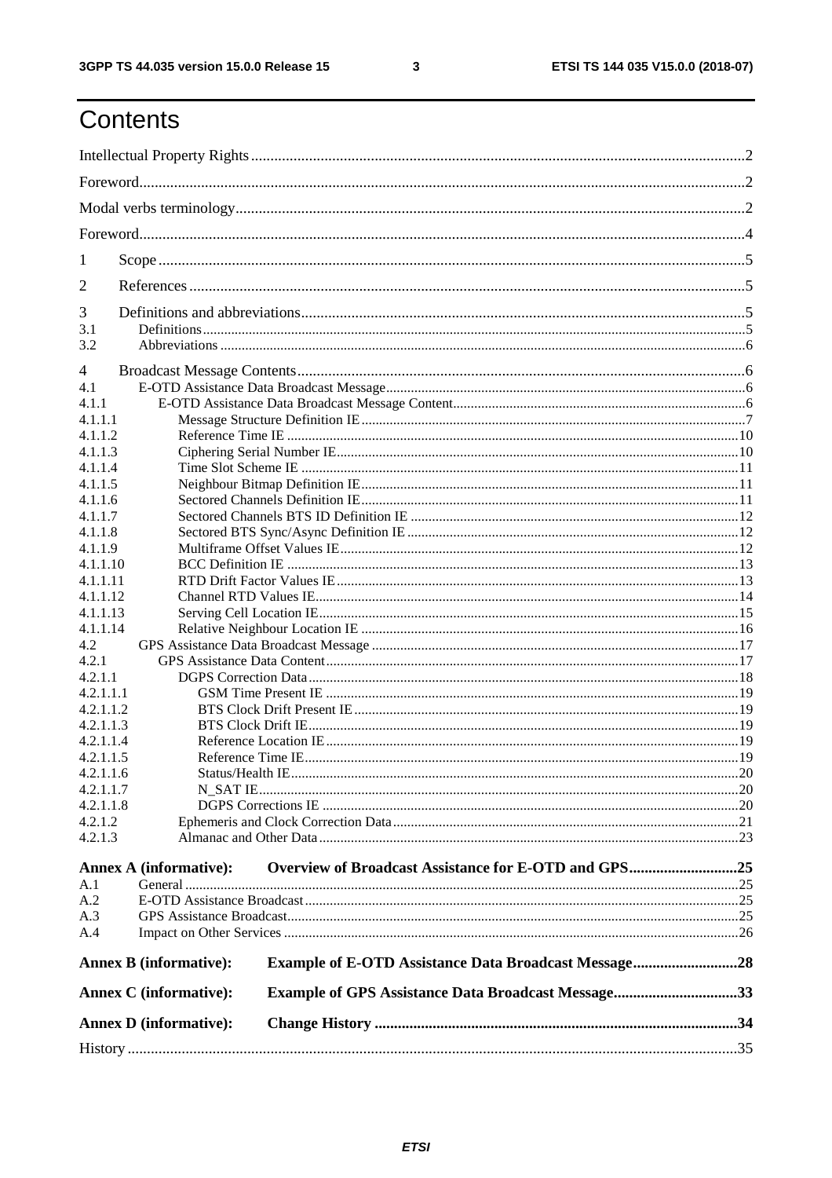# Contents

Intellectual Property Rights ..... 2
Foreword ..... 2
Modal verbs terminology ..... 2
Foreword ..... 4
1 Scope ..... 5
2 References ..... 5
3 Definitions and abbreviations ..... 5
3.1 Definitions ..... 5
3.2 Abbreviations ..... 6
4 Broadcast Message Contents ..... 6
4.1 E-OTD Assistance Data Broadcast Message ..... 6
4.1.1 E-OTD Assistance Data Broadcast Message Content ..... 6
4.1.1.1 Message Structure Definition IE ..... 7
4.1.1.2 Reference Time IE ..... 10
4.1.1.3 Ciphering Serial Number IE ..... 10
4.1.1.4 Time Slot Scheme IE ..... 11
4.1.1.5 Neighbour Bitmap Definition IE ..... 11
4.1.1.6 Sectored Channels Definition IE ..... 11
4.1.1.7 Sectored Channels BTS ID Definition IE ..... 12
4.1.1.8 Sectored BTS Sync/Async Definition IE ..... 12
4.1.1.9 Multiframe Offset Values IE ..... 12
4.1.1.10 BCC Definition IE ..... 13
4.1.1.11 RTD Drift Factor Values IE ..... 13
4.1.1.12 Channel RTD Values IE ..... 14
4.1.1.13 Serving Cell Location IE ..... 15
4.1.1.14 Relative Neighbour Location IE ..... 16
4.2 GPS Assistance Data Broadcast Message ..... 17
4.2.1 GPS Assistance Data Content ..... 17
4.2.1.1 DGPS Correction Data ..... 18
4.2.1.1.1 GSM Time Present IE ..... 19
4.2.1.1.2 BTS Clock Drift Present IE ..... 19
4.2.1.1.3 BTS Clock Drift IE ..... 19
4.2.1.1.4 Reference Location IE ..... 19
4.2.1.1.5 Reference Time IE ..... 19
4.2.1.1.6 Status/Health IE ..... 20
4.2.1.1.7 N_SAT IE ..... 20
4.2.1.1.8 DGPS Corrections IE ..... 20
4.2.1.2 Ephemeris and Clock Correction Data ..... 21
4.2.1.3 Almanac and Other Data ..... 23

**Annex A (informative): Overview of Broadcast Assistance for E-OTD and GPS ..... 25**
A.1 General ..... 25
A.2 E-OTD Assistance Broadcast ..... 25
A.3 GPS Assistance Broadcast ..... 25
A.4 Impact on Other Services ..... 26

**Annex B (informative): Example of E-OTD Assistance Data Broadcast Message ..... 28**

**Annex C (informative): Example of GPS Assistance Data Broadcast Message ..... 33**

**Annex D (informative): Change History ..... 34**

History ..... 35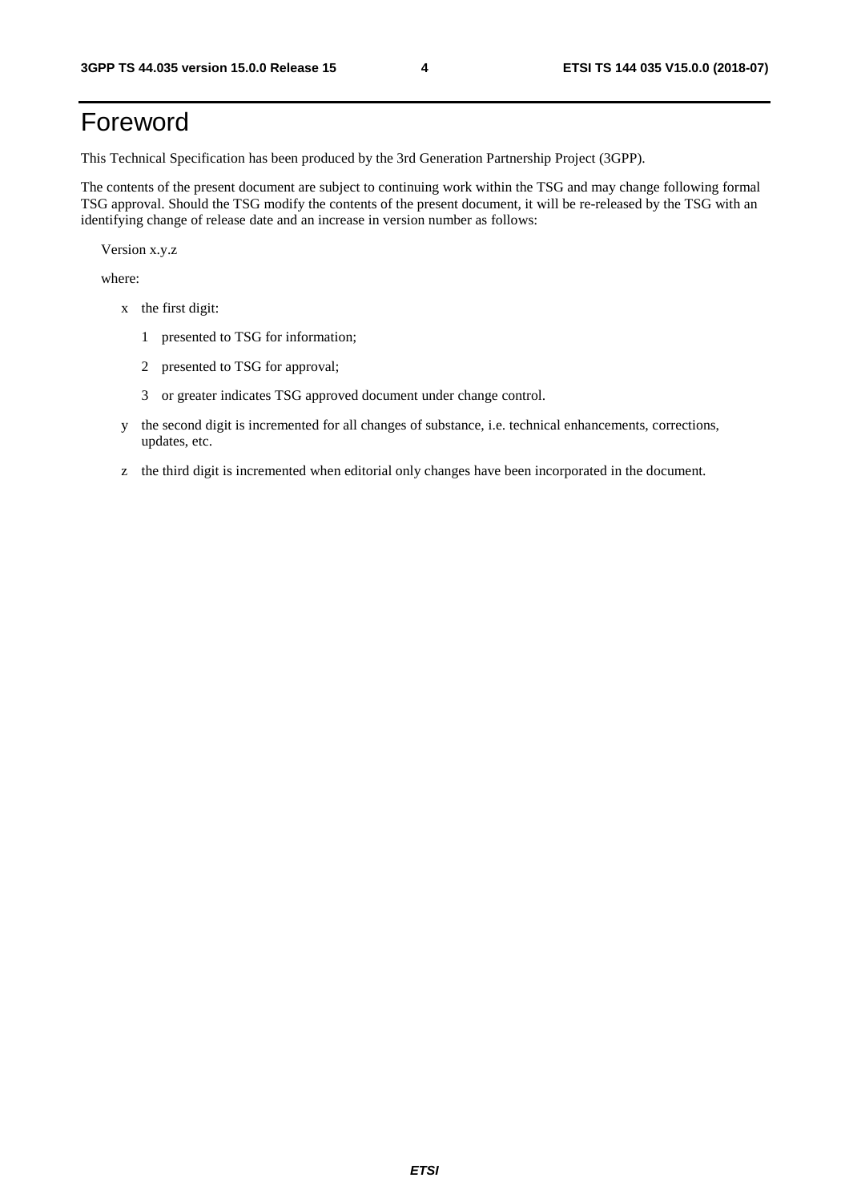# Foreword

This Technical Specification has been produced by the 3rd Generation Partnership Project (3GPP).

The contents of the present document are subject to continuing work within the TSG and may change following formal TSG approval. Should the TSG modify the contents of the present document, it will be re-released by the TSG with an identifying change of release date and an increase in version number as follows:

Version x.y.z

where:

- x the first digit:
  - 1 presented to TSG for information;
  - 2 presented to TSG for approval;
  - 3 or greater indicates TSG approved document under change control.
- y the second digit is incremented for all changes of substance, i.e. technical enhancements, corrections, updates, etc.
- z the third digit is incremented when editorial only changes have been incorporated in the document.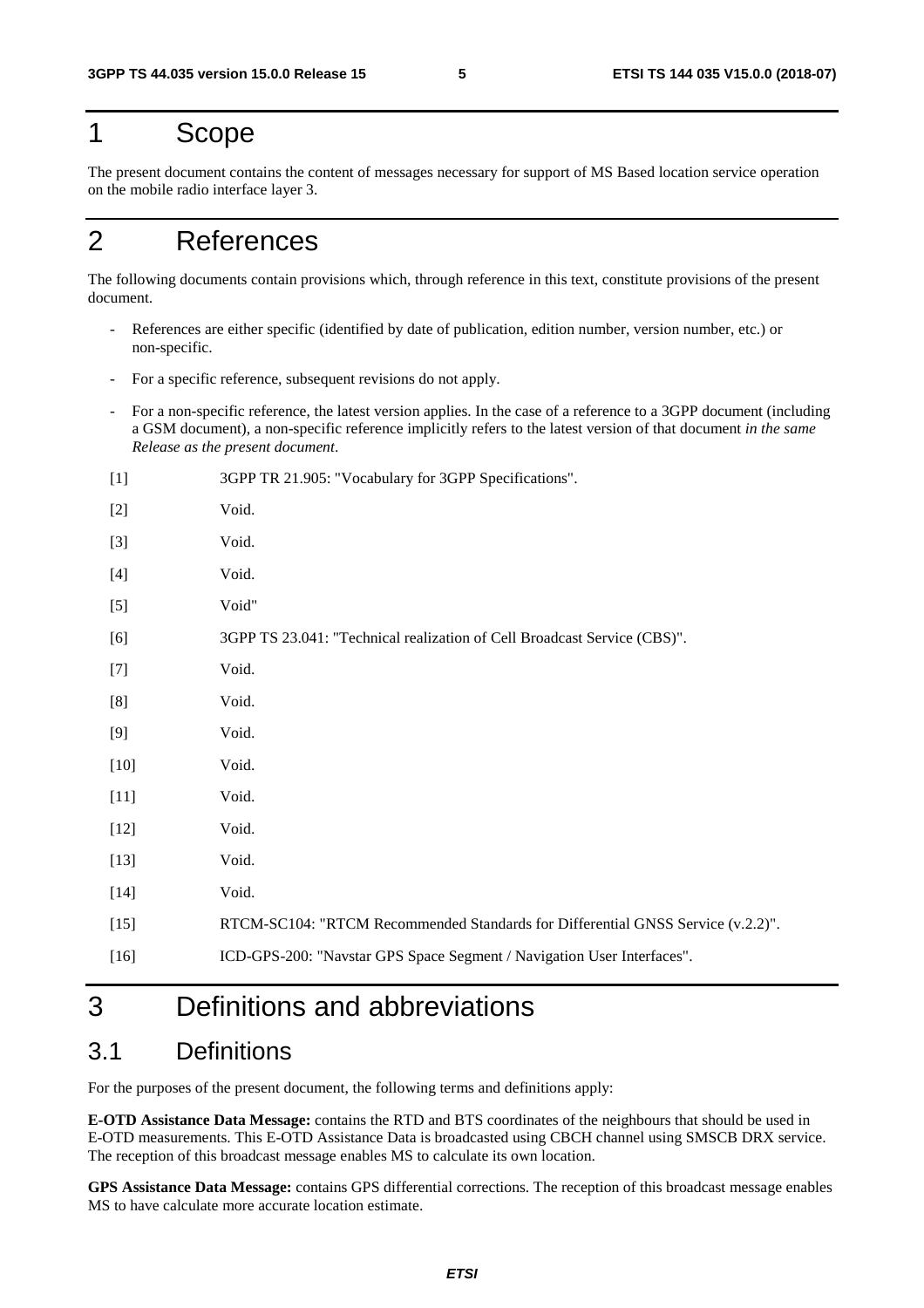# 1 Scope

The present document contains the content of messages necessary for support of MS Based location service operation on the mobile radio interface layer 3.

# 2 References

The following documents contain provisions which, through reference in this text, constitute provisions of the present document.

- References are either specific (identified by date of publication, edition number, version number, etc.) or non-specific.
- For a specific reference, subsequent revisions do not apply.
- For a non-specific reference, the latest version applies. In the case of a reference to a 3GPP document (including a GSM document), a non-specific reference implicitly refers to the latest version of that document *in the same Release as the present document*.

[1] 3GPP TR 21.905: "Vocabulary for 3GPP Specifications".

[2] Void.

[3] Void.

[4] Void.

[5] Void"

[6] 3GPP TS 23.041: "Technical realization of Cell Broadcast Service (CBS)".

[7] Void.

[8] Void.

[9] Void.

[10] Void.

[11] Void.

[12] Void.

[13] Void.

[14] Void.

[15] RTCM-SC104: "RTCM Recommended Standards for Differential GNSS Service (v.2.2)".

[16] ICD-GPS-200: "Navstar GPS Space Segment / Navigation User Interfaces".

# 3 Definitions and abbreviations

## 3.1 Definitions

For the purposes of the present document, the following terms and definitions apply:

**E-OTD Assistance Data Message:** contains the RTD and BTS coordinates of the neighbours that should be used in E-OTD measurements. This E-OTD Assistance Data is broadcasted using CBCH channel using SMSCB DRX service. The reception of this broadcast message enables MS to calculate its own location.

**GPS Assistance Data Message:** contains GPS differential corrections. The reception of this broadcast message enables MS to have calculate more accurate location estimate.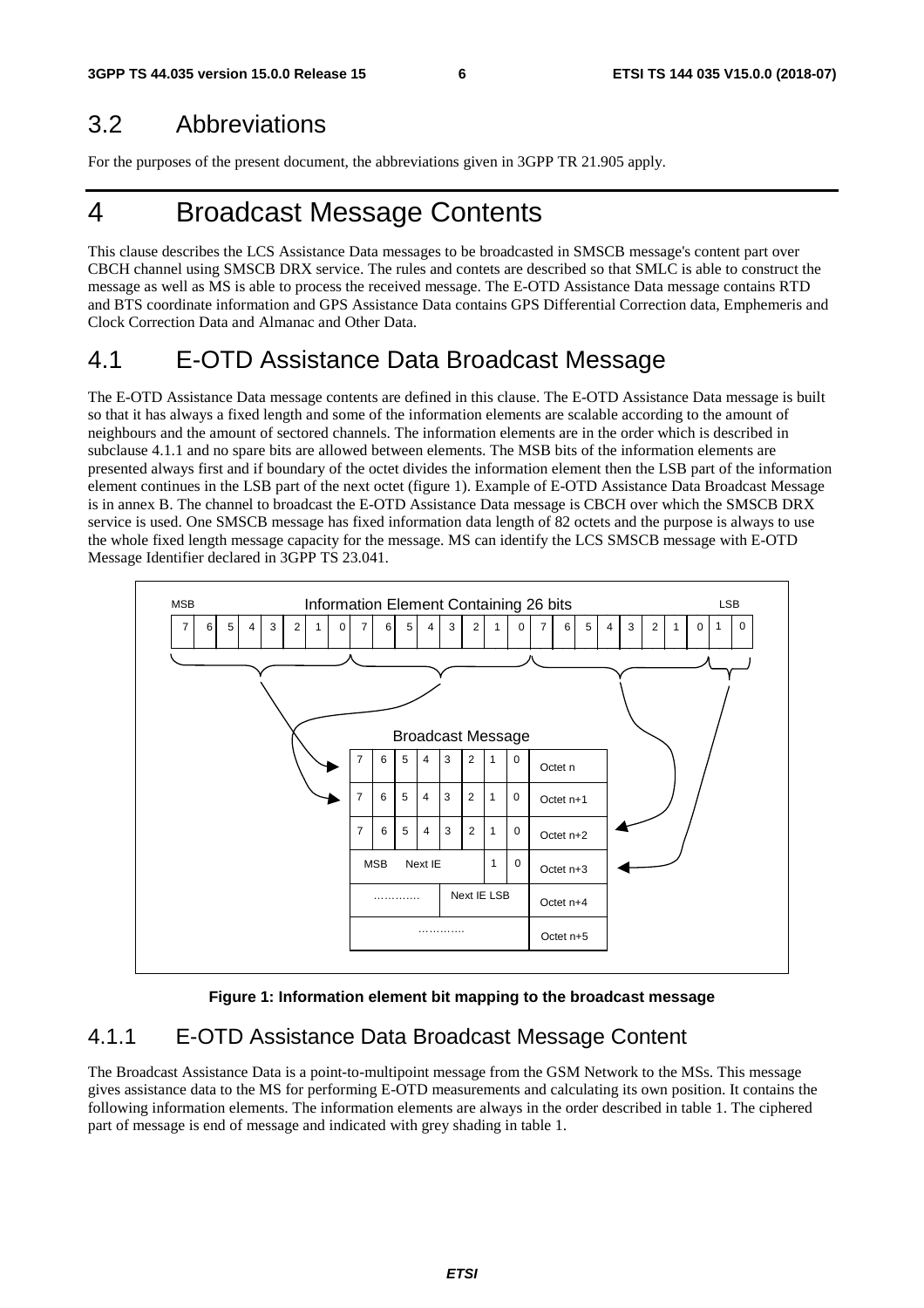## 3.2 Abbreviations

For the purposes of the present document, the abbreviations given in 3GPP TR 21.905 apply.

# 4 Broadcast Message Contents

This clause describes the LCS Assistance Data messages to be broadcasted in SMSCB message's content part over CBCH channel using SMSCB DRX service. The rules and contets are described so that SMLC is able to construct the message as well as MS is able to process the received message. The E-OTD Assistance Data message contains RTD and BTS coordinate information and GPS Assistance Data contains GPS Differential Correction data, Emphemeris and Clock Correction Data and Almanac and Other Data.

## 4.1 E-OTD Assistance Data Broadcast Message

The E-OTD Assistance Data message contents are defined in this clause. The E-OTD Assistance Data message is built so that it has always a fixed length and some of the information elements are scalable according to the amount of neighbours and the amount of sectored channels. The information elements are in the order which is described in subclause 4.1.1 and no spare bits are allowed between elements. The MSB bits of the information elements are presented always first and if boundary of the octet divides the information element then the LSB part of the information element continues in the LSB part of the next octet (figure 1). Example of E-OTD Assistance Data Broadcast Message is in annex B. The channel to broadcast the E-OTD Assistance Data message is CBCH over which the SMSCB DRX service is used. One SMSCB message has fixed information data length of 82 octets and the purpose is always to use the whole fixed length message capacity for the message. MS can identify the LCS SMSCB message with E-OTD Message Identifier declared in 3GPP TS 23.041.

MSB — Information Element Containing 26 bits — LSB

| 7 | 6 | 5 | 4 | 3 | 2 | 1 | 0 | 7 | 6 | 5 | 4 | 3 | 2 | 1 | 0 | 7 | 6 | 5 | 4 | 3 | 2 | 1 | 0 | 1 | 0 |
|---|---|---|---|---|---|---|---|---|---|---|---|---|---|---|---|---|---|---|---|---|---|---|---|---|---|

Broadcast Message

| 7 | 6 | 5 | 4 | 3 | 2 | 1 | 0 | |
|---|---|---|---|---|---|---|---|---|
| 7 | 6 | 5 | 4 | 3 | 2 | 1 | 0 | Octet n |
| 7 | 6 | 5 | 4 | 3 | 2 | 1 | 0 | Octet n+1 |
| 7 | 6 | 5 | 4 | 3 | 2 | 1 | 0 | Octet n+2 |
| MSB Next IE | | | | | | 1 | 0 | Octet n+3 |
| ………… | | | | Next IE LSB | | | | Octet n+4 |
| ………… | | | | | | | | Octet n+5 |

**Figure 1: Information element bit mapping to the broadcast message**

### 4.1.1 E-OTD Assistance Data Broadcast Message Content

The Broadcast Assistance Data is a point-to-multipoint message from the GSM Network to the MSs. This message gives assistance data to the MS for performing E-OTD measurements and calculating its own position. It contains the following information elements. The information elements are always in the order described in table 1. The ciphered part of message is end of message and indicated with grey shading in table 1.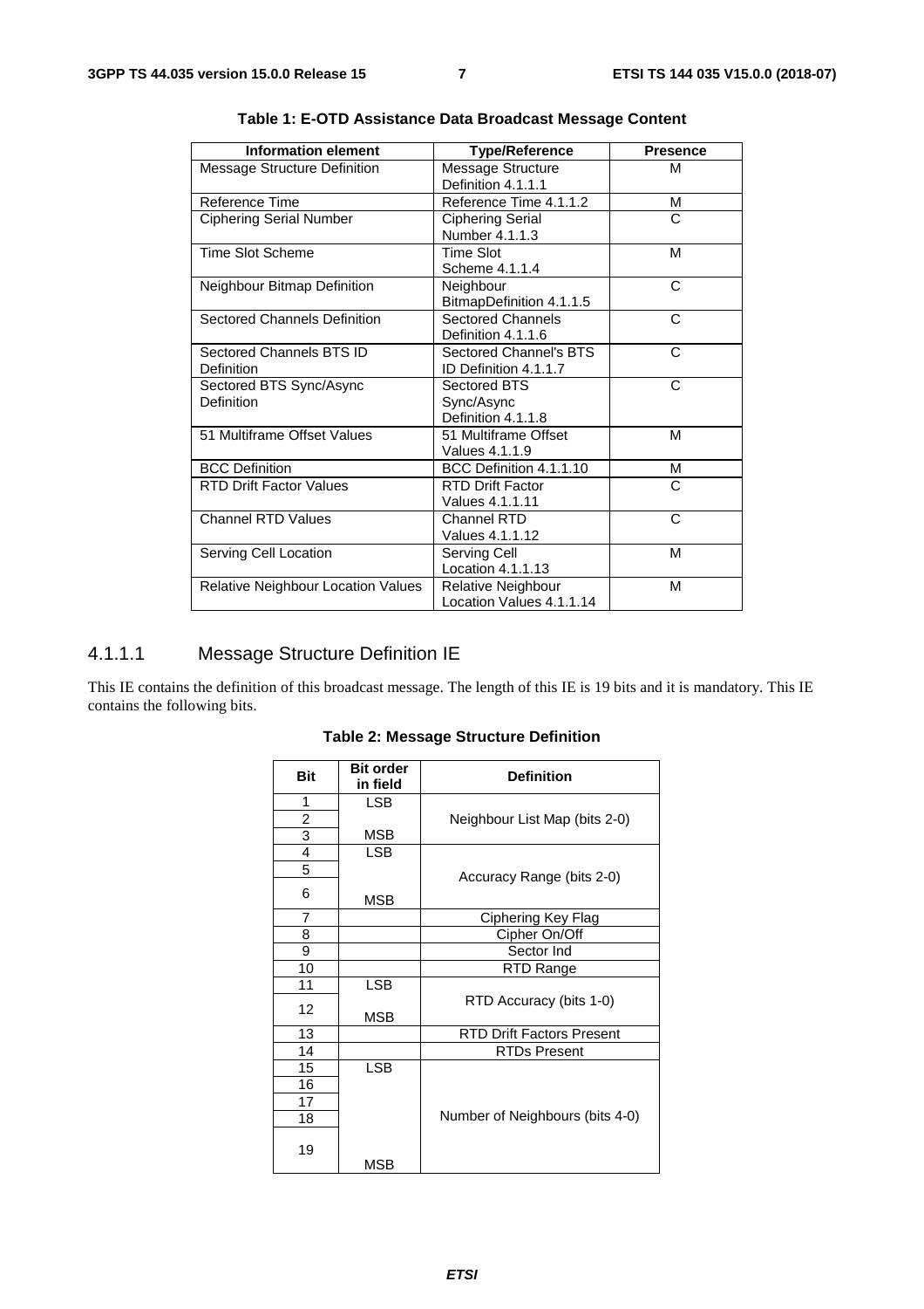**Table 1: E-OTD Assistance Data Broadcast Message Content**

| Information element | Type/Reference | Presence |
|---|---|---|
| Message Structure Definition | Message Structure Definition 4.1.1.1 | M |
| Reference Time | Reference Time 4.1.1.2 | M |
| Ciphering Serial Number | Ciphering Serial Number 4.1.1.3 | C |
| Time Slot Scheme | Time Slot Scheme 4.1.1.4 | M |
| Neighbour Bitmap Definition | Neighbour BitmapDefinition 4.1.1.5 | C |
| Sectored Channels Definition | Sectored Channels Definition 4.1.1.6 | C |
| Sectored Channels BTS ID Definition | Sectored Channel's BTS ID Definition 4.1.1.7 | C |
| Sectored BTS Sync/Async Definition | Sectored BTS Sync/Async Definition 4.1.1.8 | C |
| 51 Multiframe Offset Values | 51 Multiframe Offset Values 4.1.1.9 | M |
| BCC Definition | BCC Definition 4.1.1.10 | M |
| RTD Drift Factor Values | RTD Drift Factor Values 4.1.1.11 | C |
| Channel RTD Values | Channel RTD Values 4.1.1.12 | C |
| Serving Cell Location | Serving Cell Location 4.1.1.13 | M |
| Relative Neighbour Location Values | Relative Neighbour Location Values 4.1.1.14 | M |

#### 4.1.1.1 Message Structure Definition IE

This IE contains the definition of this broadcast message. The length of this IE is 19 bits and it is mandatory. This IE contains the following bits.

**Table 2: Message Structure Definition**

| Bit | Bit order in field | Definition |
|---|---|---|
| 1 | LSB | Neighbour List Map (bits 2-0) |
| 2 | | |
| 3 | MSB | |
| 4 | LSB | Accuracy Range (bits 2-0) |
| 5 | | |
| 6 | MSB | |
| 7 | | Ciphering Key Flag |
| 8 | | Cipher On/Off |
| 9 | | Sector Ind |
| 10 | | RTD Range |
| 11 | LSB | RTD Accuracy (bits 1-0) |
| 12 | MSB | |
| 13 | | RTD Drift Factors Present |
| 14 | | RTDs Present |
| 15 | LSB | Number of Neighbours (bits 4-0) |
| 16 | | |
| 17 | | |
| 18 | | |
| 19 | MSB | |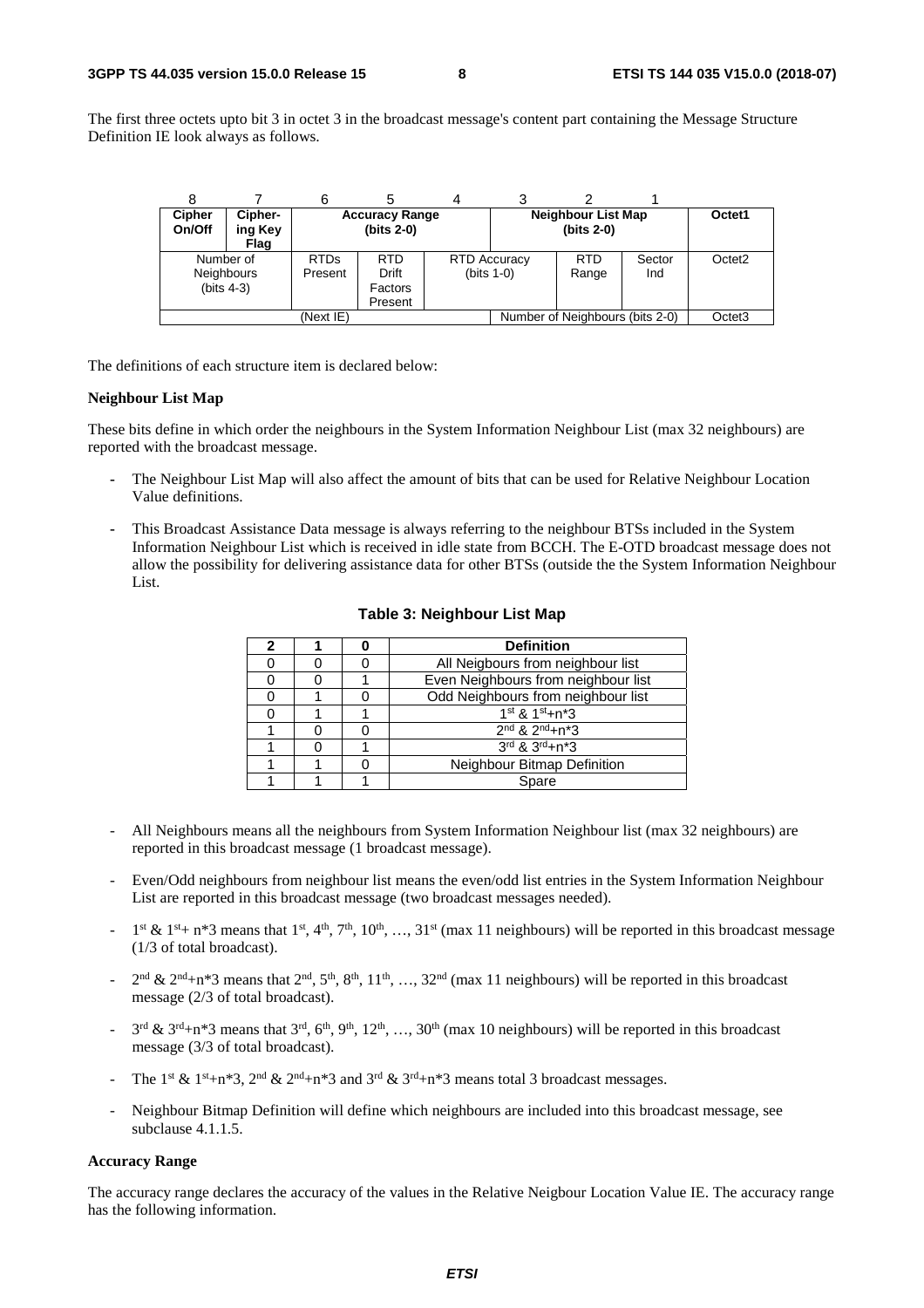The first three octets upto bit 3 in octet 3 in the broadcast message's content part containing the Message Structure Definition IE look always as follows.

| 8 | 7 | 6 | 5 | 4 | 3 | 2 | 1 | |
|---|---|---|---|---|---|---|---|---|
| **Cipher On/Off** | **Cipher-ing Key Flag** | **Accuracy Range (bits 2-0)** | | | **Neighbour List Map (bits 2-0)** | | | Octet1 |
| Number of Neighbours (bits 4-3) | | RTDs Present | RTD Drift Factors Present | RTD Accuracy (bits 1-0) | | RTD Range | Sector Ind | Octet2 |
| (Next IE) | | | | | Number of Neighbours (bits 2-0) | | | Octet3 |

The definitions of each structure item is declared below:

**Neighbour List Map**

These bits define in which order the neighbours in the System Information Neighbour List (max 32 neighbours) are reported with the broadcast message.

- The Neighbour List Map will also affect the amount of bits that can be used for Relative Neighbour Location Value definitions.
- This Broadcast Assistance Data message is always referring to the neighbour BTSs included in the System Information Neighbour List which is received in idle state from BCCH. The E-OTD broadcast message does not allow the possibility for delivering assistance data for other BTSs (outside the the System Information Neighbour List.

**Table 3: Neighbour List Map**

| 2 | 1 | 0 | Definition |
|---|---|---|---|
| 0 | 0 | 0 | All Neigbours from neighbour list |
| 0 | 0 | 1 | Even Neighbours from neighbour list |
| 0 | 1 | 0 | Odd Neighbours from neighbour list |
| 0 | 1 | 1 | 1st & 1st+n*3 |
| 1 | 0 | 0 | 2nd & 2nd+n*3 |
| 1 | 0 | 1 | 3rd & 3rd+n*3 |
| 1 | 1 | 0 | Neighbour Bitmap Definition |
| 1 | 1 | 1 | Spare |

- All Neighbours means all the neighbours from System Information Neighbour list (max 32 neighbours) are reported in this broadcast message (1 broadcast message).
- Even/Odd neighbours from neighbour list means the even/odd list entries in the System Information Neighbour List are reported in this broadcast message (two broadcast messages needed).
- 1st & 1st+ n*3 means that 1st, 4th, 7th, 10th, …, 31st (max 11 neighbours) will be reported in this broadcast message (1/3 of total broadcast).
- 2nd & 2nd+n*3 means that 2nd, 5th, 8th, 11th, …, 32nd (max 11 neighbours) will be reported in this broadcast message (2/3 of total broadcast).
- 3rd & 3rd+n*3 means that 3rd, 6th, 9th, 12th, …, 30th (max 10 neighbours) will be reported in this broadcast message (3/3 of total broadcast).
- The 1st & 1st+n*3, 2nd & 2nd+n*3 and 3rd & 3rd+n*3 means total 3 broadcast messages.
- Neighbour Bitmap Definition will define which neighbours are included into this broadcast message, see subclause 4.1.1.5.

**Accuracy Range**

The accuracy range declares the accuracy of the values in the Relative Neigbour Location Value IE. The accuracy range has the following information.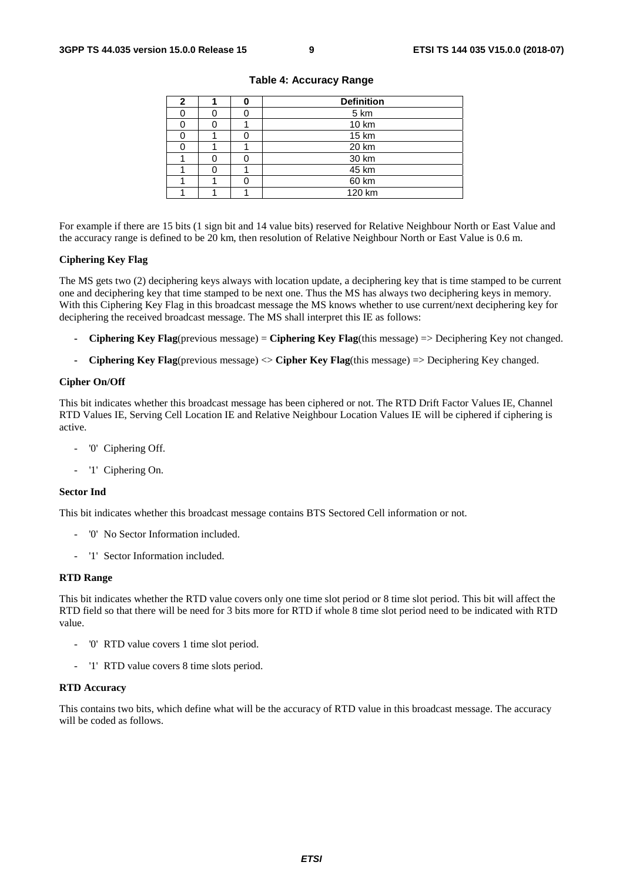**Table 4: Accuracy Range**

| 2 | 1 | 0 | Definition |
|---|---|---|---|
| 0 | 0 | 0 | 5 km |
| 0 | 0 | 1 | 10 km |
| 0 | 1 | 0 | 15 km |
| 0 | 1 | 1 | 20 km |
| 1 | 0 | 0 | 30 km |
| 1 | 0 | 1 | 45 km |
| 1 | 1 | 0 | 60 km |
| 1 | 1 | 1 | 120 km |

For example if there are 15 bits (1 sign bit and 14 value bits) reserved for Relative Neighbour North or East Value and the accuracy range is defined to be 20 km, then resolution of Relative Neighbour North or East Value is 0.6 m.

**Ciphering Key Flag**

The MS gets two (2) deciphering keys always with location update, a deciphering key that is time stamped to be current one and deciphering key that time stamped to be next one. Thus the MS has always two deciphering keys in memory. With this Ciphering Key Flag in this broadcast message the MS knows whether to use current/next deciphering key for deciphering the received broadcast message. The MS shall interpret this IE as follows:

- **Ciphering Key Flag**(previous message) = **Ciphering Key Flag**(this message) => Deciphering Key not changed.
- **Ciphering Key Flag**(previous message) <> **Cipher Key Flag**(this message) => Deciphering Key changed.

**Cipher On/Off**

This bit indicates whether this broadcast message has been ciphered or not. The RTD Drift Factor Values IE, Channel RTD Values IE, Serving Cell Location IE and Relative Neighbour Location Values IE will be ciphered if ciphering is active.

- '0' Ciphering Off.
- '1' Ciphering On.

**Sector Ind**

This bit indicates whether this broadcast message contains BTS Sectored Cell information or not.

- '0' No Sector Information included.
- '1' Sector Information included.

**RTD Range**

This bit indicates whether the RTD value covers only one time slot period or 8 time slot period. This bit will affect the RTD field so that there will be need for 3 bits more for RTD if whole 8 time slot period need to be indicated with RTD value.

- '0' RTD value covers 1 time slot period.
- '1' RTD value covers 8 time slots period.

**RTD Accuracy**

This contains two bits, which define what will be the accuracy of RTD value in this broadcast message. The accuracy will be coded as follows.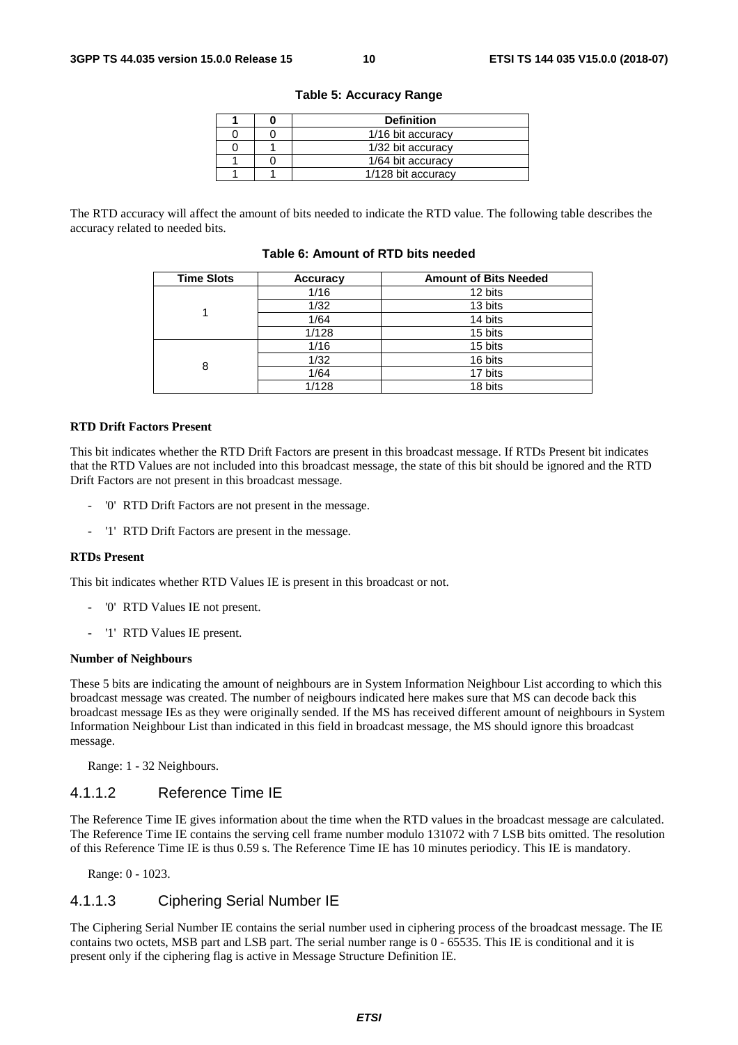**Table 5: Accuracy Range**

| 1 | 0 | Definition |
|---|---|---|
| 0 | 0 | 1/16 bit accuracy |
| 0 | 1 | 1/32 bit accuracy |
| 1 | 0 | 1/64 bit accuracy |
| 1 | 1 | 1/128 bit accuracy |

The RTD accuracy will affect the amount of bits needed to indicate the RTD value. The following table describes the accuracy related to needed bits.

**Table 6: Amount of RTD bits needed**

| Time Slots | Accuracy | Amount of Bits Needed |
|---|---|---|
| 1 | 1/16 | 12 bits |
| | 1/32 | 13 bits |
| | 1/64 | 14 bits |
| | 1/128 | 15 bits |
| 8 | 1/16 | 15 bits |
| | 1/32 | 16 bits |
| | 1/64 | 17 bits |
| | 1/128 | 18 bits |

**RTD Drift Factors Present**

This bit indicates whether the RTD Drift Factors are present in this broadcast message. If RTDs Present bit indicates that the RTD Values are not included into this broadcast message, the state of this bit should be ignored and the RTD Drift Factors are not present in this broadcast message.

- '0' RTD Drift Factors are not present in the message.
- '1' RTD Drift Factors are present in the message.

**RTDs Present**

This bit indicates whether RTD Values IE is present in this broadcast or not.

- '0' RTD Values IE not present.
- '1' RTD Values IE present.

**Number of Neighbours**

These 5 bits are indicating the amount of neighbours are in System Information Neighbour List according to which this broadcast message was created. The number of neigbours indicated here makes sure that MS can decode back this broadcast message IEs as they were originally sended. If the MS has received different amount of neighbours in System Information Neighbour List than indicated in this field in broadcast message, the MS should ignore this broadcast message.

Range: 1 - 32 Neighbours.

### 4.1.1.2 Reference Time IE

The Reference Time IE gives information about the time when the RTD values in the broadcast message are calculated. The Reference Time IE contains the serving cell frame number modulo 131072 with 7 LSB bits omitted. The resolution of this Reference Time IE is thus 0.59 s. The Reference Time IE has 10 minutes periodicy. This IE is mandatory.

Range: 0 - 1023.

### 4.1.1.3 Ciphering Serial Number IE

The Ciphering Serial Number IE contains the serial number used in ciphering process of the broadcast message. The IE contains two octets, MSB part and LSB part. The serial number range is 0 - 65535. This IE is conditional and it is present only if the ciphering flag is active in Message Structure Definition IE.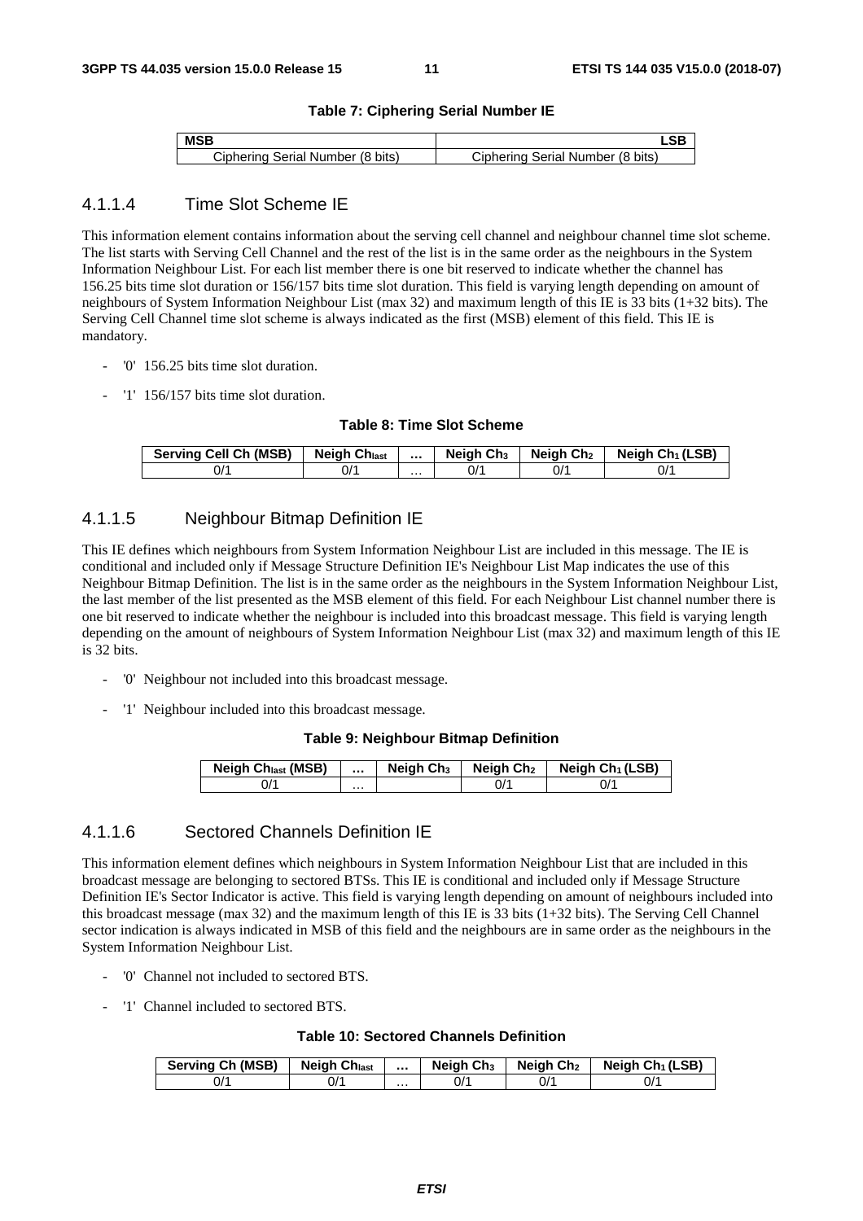**Table 7: Ciphering Serial Number IE**

| MSB | LSB |
| --- | --- |
| Ciphering Serial Number (8 bits) | Ciphering Serial Number (8 bits) |

### 4.1.1.4 Time Slot Scheme IE

This information element contains information about the serving cell channel and neighbour channel time slot scheme. The list starts with Serving Cell Channel and the rest of the list is in the same order as the neighbours in the System Information Neighbour List. For each list member there is one bit reserved to indicate whether the channel has 156.25 bits time slot duration or 156/157 bits time slot duration. This field is varying length depending on amount of neighbours of System Information Neighbour List (max 32) and maximum length of this IE is 33 bits (1+32 bits). The Serving Cell Channel time slot scheme is always indicated as the first (MSB) element of this field. This IE is mandatory.

- '0' 156.25 bits time slot duration.
- '1' 156/157 bits time slot duration.

**Table 8: Time Slot Scheme**

| Serving Cell Ch (MSB) | Neigh $Ch_{last}$ | … | Neigh $Ch_3$ | Neigh $Ch_2$ | Neigh $Ch_1$ (LSB) |
| --- | --- | --- | --- | --- | --- |
| 0/1 | 0/1 | … | 0/1 | 0/1 | 0/1 |

### 4.1.1.5 Neighbour Bitmap Definition IE

This IE defines which neighbours from System Information Neighbour List are included in this message. The IE is conditional and included only if Message Structure Definition IE's Neighbour List Map indicates the use of this Neighbour Bitmap Definition. The list is in the same order as the neighbours in the System Information Neighbour List, the last member of the list presented as the MSB element of this field. For each Neighbour List channel number there is one bit reserved to indicate whether the neighbour is included into this broadcast message. This field is varying length depending on the amount of neighbours of System Information Neighbour List (max 32) and maximum length of this IE is 32 bits.

- '0' Neighbour not included into this broadcast message.
- '1' Neighbour included into this broadcast message.

**Table 9: Neighbour Bitmap Definition**

| Neigh $Ch_{last}$ (MSB) | … | Neigh $Ch_3$ | Neigh $Ch_2$ | Neigh $Ch_1$ (LSB) |
| --- | --- | --- | --- | --- |
| 0/1 | … | | 0/1 | 0/1 |

### 4.1.1.6 Sectored Channels Definition IE

This information element defines which neighbours in System Information Neighbour List that are included in this broadcast message are belonging to sectored BTSs. This IE is conditional and included only if Message Structure Definition IE's Sector Indicator is active. This field is varying length depending on amount of neighbours included into this broadcast message (max 32) and the maximum length of this IE is 33 bits (1+32 bits). The Serving Cell Channel sector indication is always indicated in MSB of this field and the neighbours are in same order as the neighbours in the System Information Neighbour List.

- '0' Channel not included to sectored BTS.
- '1' Channel included to sectored BTS.

**Table 10: Sectored Channels Definition**

| Serving Ch (MSB) | Neigh $Ch_{last}$ | … | Neigh $Ch_3$ | Neigh $Ch_2$ | Neigh $Ch_1$ (LSB) |
| --- | --- | --- | --- | --- | --- |
| 0/1 | 0/1 | … | 0/1 | 0/1 | 0/1 |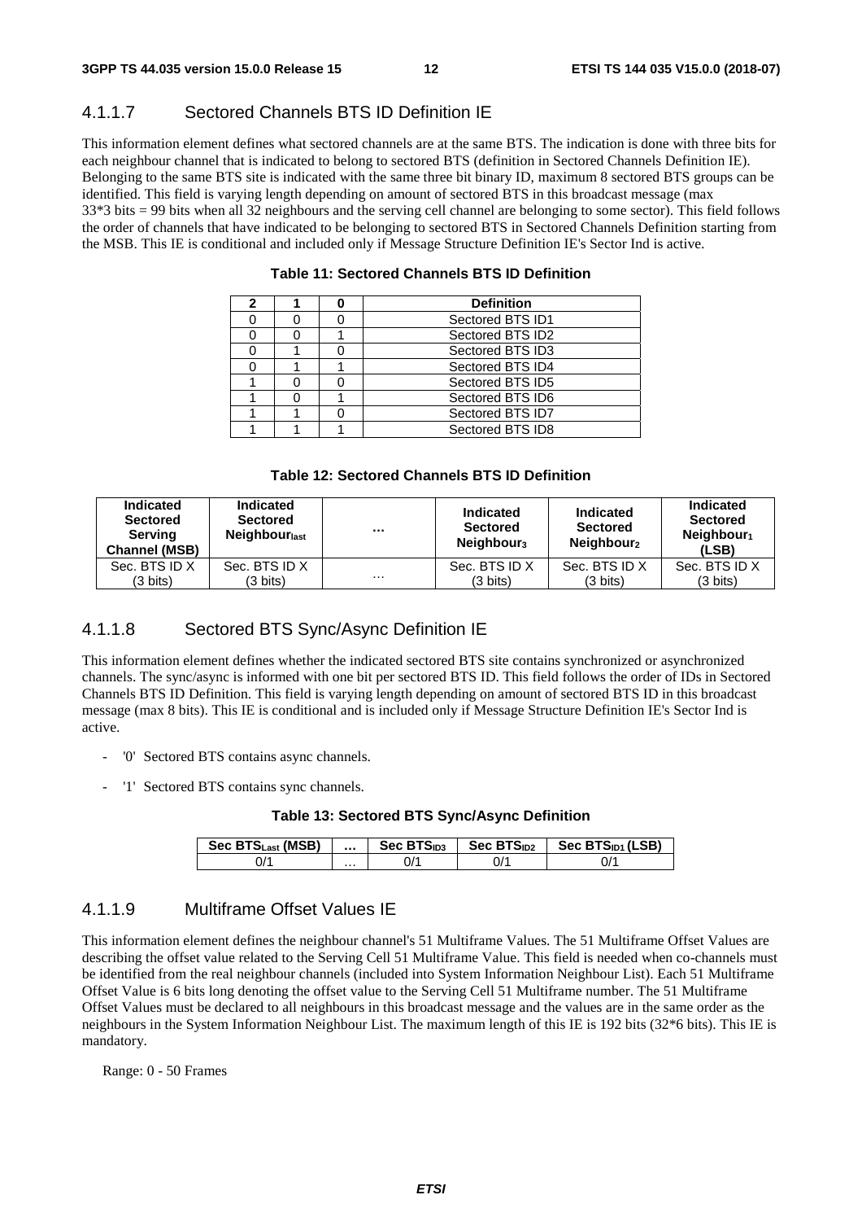#### 4.1.1.7 Sectored Channels BTS ID Definition IE

This information element defines what sectored channels are at the same BTS. The indication is done with three bits for each neighbour channel that is indicated to belong to sectored BTS (definition in Sectored Channels Definition IE). Belonging to the same BTS site is indicated with the same three bit binary ID, maximum 8 sectored BTS groups can be identified. This field is varying length depending on amount of sectored BTS in this broadcast message (max 33*3 bits = 99 bits when all 32 neighbours and the serving cell channel are belonging to some sector). This field follows the order of channels that have indicated to be belonging to sectored BTS in Sectored Channels Definition starting from the MSB. This IE is conditional and included only if Message Structure Definition IE's Sector Ind is active.

**Table 11: Sectored Channels BTS ID Definition**

| 2 | 1 | 0 | Definition |
|---|---|---|---|
| 0 | 0 | 0 | Sectored BTS ID1 |
| 0 | 0 | 1 | Sectored BTS ID2 |
| 0 | 1 | 0 | Sectored BTS ID3 |
| 0 | 1 | 1 | Sectored BTS ID4 |
| 1 | 0 | 0 | Sectored BTS ID5 |
| 1 | 0 | 1 | Sectored BTS ID6 |
| 1 | 1 | 0 | Sectored BTS ID7 |
| 1 | 1 | 1 | Sectored BTS ID8 |

**Table 12: Sectored Channels BTS ID Definition**

| Indicated Sectored Serving Channel (MSB) | Indicated Sectored $Neighbour_{last}$ | ... | Indicated Sectored $Neighbour_3$ | Indicated Sectored $Neighbour_2$ | Indicated Sectored $Neighbour_1$ (LSB) |
|---|---|---|---|---|---|
| Sec. BTS ID X (3 bits) | Sec. BTS ID X (3 bits) | ... | Sec. BTS ID X (3 bits) | Sec. BTS ID X (3 bits) | Sec. BTS ID X (3 bits) |

#### 4.1.1.8 Sectored BTS Sync/Async Definition IE

This information element defines whether the indicated sectored BTS site contains synchronized or asynchronized channels. The sync/async is informed with one bit per sectored BTS ID. This field follows the order of IDs in Sectored Channels BTS ID Definition. This field is varying length depending on amount of sectored BTS ID in this broadcast message (max 8 bits). This IE is conditional and is included only if Message Structure Definition IE's Sector Ind is active.

- '0' Sectored BTS contains async channels.
- '1' Sectored BTS contains sync channels.

**Table 13: Sectored BTS Sync/Async Definition**

| Sec $BTS_{Last}$ (MSB) | ... | Sec $BTS_{ID3}$ | Sec $BTS_{ID2}$ | Sec $BTS_{ID1}$ (LSB) |
|---|---|---|---|---|
| 0/1 | ... | 0/1 | 0/1 | 0/1 |

#### 4.1.1.9 Multiframe Offset Values IE

This information element defines the neighbour channel's 51 Multiframe Values. The 51 Multiframe Offset Values are describing the offset value related to the Serving Cell 51 Multiframe Value. This field is needed when co-channels must be identified from the real neighbour channels (included into System Information Neighbour List). Each 51 Multiframe Offset Value is 6 bits long denoting the offset value to the Serving Cell 51 Multiframe number. The 51 Multiframe Offset Values must be declared to all neighbours in this broadcast message and the values are in the same order as the neighbours in the System Information Neighbour List. The maximum length of this IE is 192 bits (32*6 bits). This IE is mandatory.

Range: 0 - 50 Frames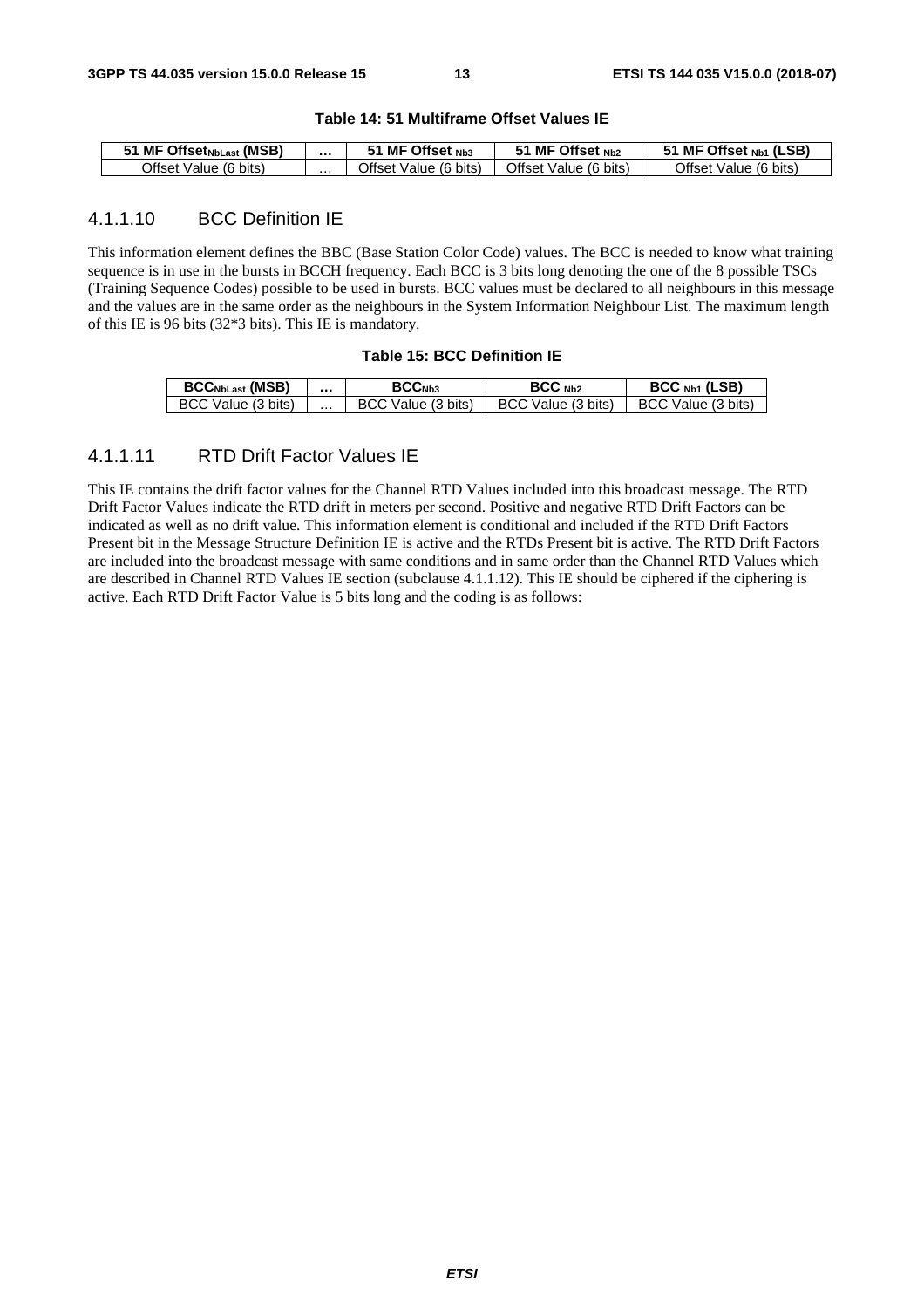**Table 14: 51 Multiframe Offset Values IE**

| 51 MF Offset$_{NbLast}$ (MSB) | … | 51 MF Offset $_{Nb3}$ | 51 MF Offset $_{Nb2}$ | 51 MF Offset $_{Nb1}$ (LSB) |
|---|---|---|---|---|
| Offset Value (6 bits) | … | Offset Value (6 bits) | Offset Value (6 bits) | Offset Value (6 bits) |

#### 4.1.1.10 BCC Definition IE

This information element defines the BBC (Base Station Color Code) values. The BCC is needed to know what training sequence is in use in the bursts in BCCH frequency. Each BCC is 3 bits long denoting the one of the 8 possible TSCs (Training Sequence Codes) possible to be used in bursts. BCC values must be declared to all neighbours in this message and the values are in the same order as the neighbours in the System Information Neighbour List. The maximum length of this IE is 96 bits (32*3 bits). This IE is mandatory.

**Table 15: BCC Definition IE**

| BCC$_{NbLast}$ (MSB) | … | BCC$_{Nb3}$ | BCC $_{Nb2}$ | BCC $_{Nb1}$ (LSB) |
|---|---|---|---|---|
| BCC Value (3 bits) | … | BCC Value (3 bits) | BCC Value (3 bits) | BCC Value (3 bits) |

#### 4.1.1.11 RTD Drift Factor Values IE

This IE contains the drift factor values for the Channel RTD Values included into this broadcast message. The RTD Drift Factor Values indicate the RTD drift in meters per second. Positive and negative RTD Drift Factors can be indicated as well as no drift value. This information element is conditional and included if the RTD Drift Factors Present bit in the Message Structure Definition IE is active and the RTDs Present bit is active. The RTD Drift Factors are included into the broadcast message with same conditions and in same order than the Channel RTD Values which are described in Channel RTD Values IE section (subclause 4.1.1.12). This IE should be ciphered if the ciphering is active. Each RTD Drift Factor Value is 5 bits long and the coding is as follows: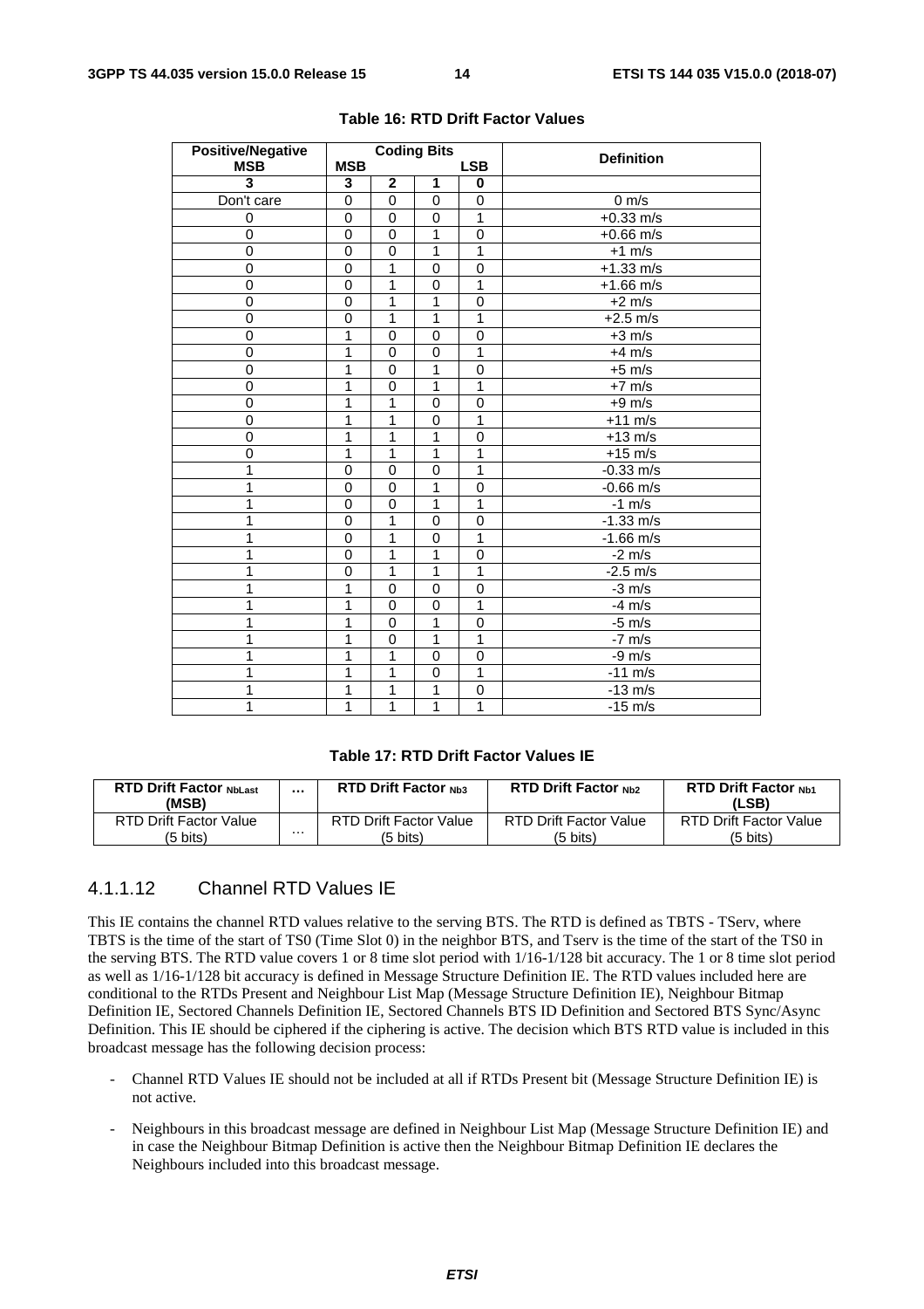**Table 16: RTD Drift Factor Values**

| Positive/Negative MSB | Coding Bits MSB | | | LSB | Definition |
|---|---|---|---|---|---|
| 3 | 3 | 2 | 1 | 0 | |
| Don't care | 0 | 0 | 0 | 0 | 0 m/s |
| 0 | 0 | 0 | 0 | 1 | +0.33 m/s |
| 0 | 0 | 0 | 1 | 0 | +0.66 m/s |
| 0 | 0 | 0 | 1 | 1 | +1 m/s |
| 0 | 0 | 1 | 0 | 0 | +1.33 m/s |
| 0 | 0 | 1 | 0 | 1 | +1.66 m/s |
| 0 | 0 | 1 | 1 | 0 | +2 m/s |
| 0 | 0 | 1 | 1 | 1 | +2.5 m/s |
| 0 | 1 | 0 | 0 | 0 | +3 m/s |
| 0 | 1 | 0 | 0 | 1 | +4 m/s |
| 0 | 1 | 0 | 1 | 0 | +5 m/s |
| 0 | 1 | 0 | 1 | 1 | +7 m/s |
| 0 | 1 | 1 | 0 | 0 | +9 m/s |
| 0 | 1 | 1 | 0 | 1 | +11 m/s |
| 0 | 1 | 1 | 1 | 0 | +13 m/s |
| 0 | 1 | 1 | 1 | 1 | +15 m/s |
| 1 | 0 | 0 | 0 | 1 | -0.33 m/s |
| 1 | 0 | 0 | 1 | 0 | -0.66 m/s |
| 1 | 0 | 0 | 1 | 1 | -1 m/s |
| 1 | 0 | 1 | 0 | 0 | -1.33 m/s |
| 1 | 0 | 1 | 0 | 1 | -1.66 m/s |
| 1 | 0 | 1 | 1 | 0 | -2 m/s |
| 1 | 0 | 1 | 1 | 1 | -2.5 m/s |
| 1 | 1 | 0 | 0 | 0 | -3 m/s |
| 1 | 1 | 0 | 0 | 1 | -4 m/s |
| 1 | 1 | 0 | 1 | 0 | -5 m/s |
| 1 | 1 | 0 | 1 | 1 | -7 m/s |
| 1 | 1 | 1 | 0 | 0 | -9 m/s |
| 1 | 1 | 1 | 0 | 1 | -11 m/s |
| 1 | 1 | 1 | 1 | 0 | -13 m/s |
| 1 | 1 | 1 | 1 | 1 | -15 m/s |

**Table 17: RTD Drift Factor Values IE**

| RTD Drift Factor $_{NbLast}$ (MSB) | ... | RTD Drift Factor $_{Nb3}$ | RTD Drift Factor $_{Nb2}$ | RTD Drift Factor $_{Nb1}$ (LSB) |
|---|---|---|---|---|
| RTD Drift Factor Value (5 bits) | ... | RTD Drift Factor Value (5 bits) | RTD Drift Factor Value (5 bits) | RTD Drift Factor Value (5 bits) |

### 4.1.1.12 Channel RTD Values IE

This IE contains the channel RTD values relative to the serving BTS. The RTD is defined as TBTS - TServ, where TBTS is the time of the start of TS0 (Time Slot 0) in the neighbor BTS, and Tserv is the time of the start of the TS0 in the serving BTS. The RTD value covers 1 or 8 time slot period with 1/16-1/128 bit accuracy. The 1 or 8 time slot period as well as 1/16-1/128 bit accuracy is defined in Message Structure Definition IE. The RTD values included here are conditional to the RTDs Present and Neighbour List Map (Message Structure Definition IE), Neighbour Bitmap Definition IE, Sectored Channels Definition IE, Sectored Channels BTS ID Definition and Sectored BTS Sync/Async Definition. This IE should be ciphered if the ciphering is active. The decision which BTS RTD value is included in this broadcast message has the following decision process:

- Channel RTD Values IE should not be included at all if RTDs Present bit (Message Structure Definition IE) is not active.
- Neighbours in this broadcast message are defined in Neighbour List Map (Message Structure Definition IE) and in case the Neighbour Bitmap Definition is active then the Neighbour Bitmap Definition IE declares the Neighbours included into this broadcast message.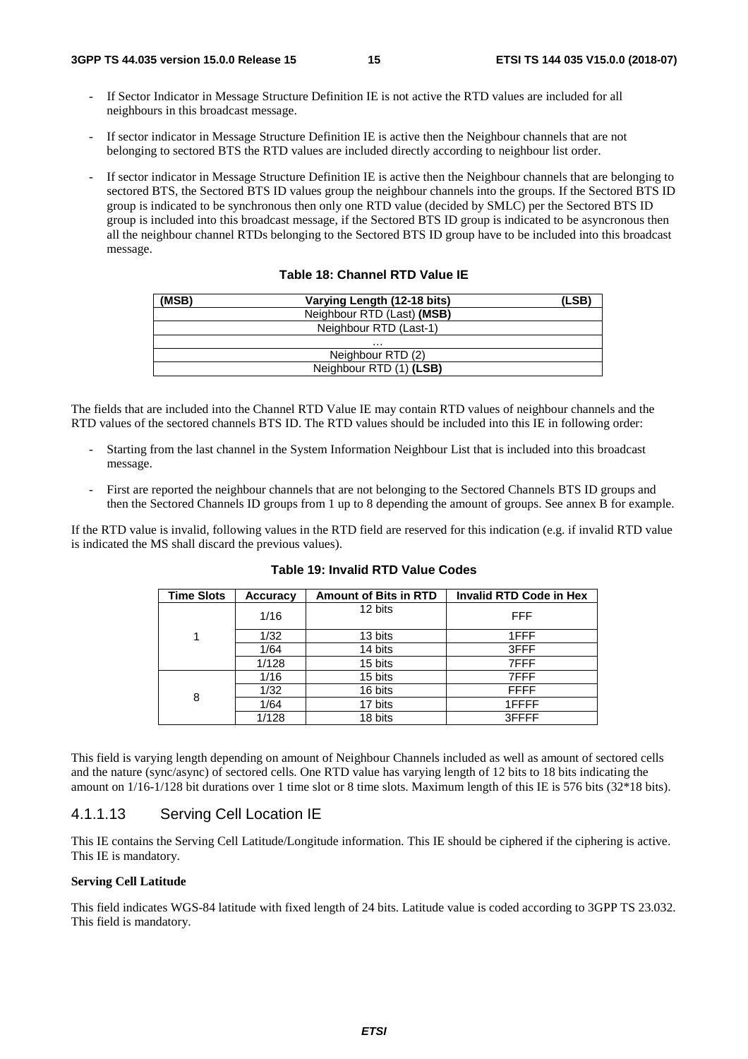- If Sector Indicator in Message Structure Definition IE is not active the RTD values are included for all neighbours in this broadcast message.
- If sector indicator in Message Structure Definition IE is active then the Neighbour channels that are not belonging to sectored BTS the RTD values are included directly according to neighbour list order.
- If sector indicator in Message Structure Definition IE is active then the Neighbour channels that are belonging to sectored BTS, the Sectored BTS ID values group the neighbour channels into the groups. If the Sectored BTS ID group is indicated to be synchronous then only one RTD value (decided by SMLC) per the Sectored BTS ID group is included into this broadcast message, if the Sectored BTS ID group is indicated to be asyncronous then all the neighbour channel RTDs belonging to the Sectored BTS ID group have to be included into this broadcast message.

**Table 18: Channel RTD Value IE**

| (MSB) Varying Length (12-18 bits) (LSB) |
|---|
| Neighbour RTD (Last) **(MSB)** |
| Neighbour RTD (Last-1) |
| … |
| Neighbour RTD (2) |
| Neighbour RTD (1) **(LSB)** |

The fields that are included into the Channel RTD Value IE may contain RTD values of neighbour channels and the RTD values of the sectored channels BTS ID. The RTD values should be included into this IE in following order:

- Starting from the last channel in the System Information Neighbour List that is included into this broadcast message.
- First are reported the neighbour channels that are not belonging to the Sectored Channels BTS ID groups and then the Sectored Channels ID groups from 1 up to 8 depending the amount of groups. See annex B for example.

If the RTD value is invalid, following values in the RTD field are reserved for this indication (e.g. if invalid RTD value is indicated the MS shall discard the previous values).

**Table 19: Invalid RTD Value Codes**

| Time Slots | Accuracy | Amount of Bits in RTD | Invalid RTD Code in Hex |
|---|---|---|---|
| 1 | 1/16 | 12 bits | FFF |
| | 1/32 | 13 bits | 1FFF |
| | 1/64 | 14 bits | 3FFF |
| | 1/128 | 15 bits | 7FFF |
| 8 | 1/16 | 15 bits | 7FFF |
| | 1/32 | 16 bits | FFFF |
| | 1/64 | 17 bits | 1FFFF |
| | 1/128 | 18 bits | 3FFFF |

This field is varying length depending on amount of Neighbour Channels included as well as amount of sectored cells and the nature (sync/async) of sectored cells. One RTD value has varying length of 12 bits to 18 bits indicating the amount on 1/16-1/128 bit durations over 1 time slot or 8 time slots. Maximum length of this IE is 576 bits (32*18 bits).

### 4.1.1.13 Serving Cell Location IE

This IE contains the Serving Cell Latitude/Longitude information. This IE should be ciphered if the ciphering is active. This IE is mandatory.

**Serving Cell Latitude**

This field indicates WGS-84 latitude with fixed length of 24 bits. Latitude value is coded according to 3GPP TS 23.032. This field is mandatory.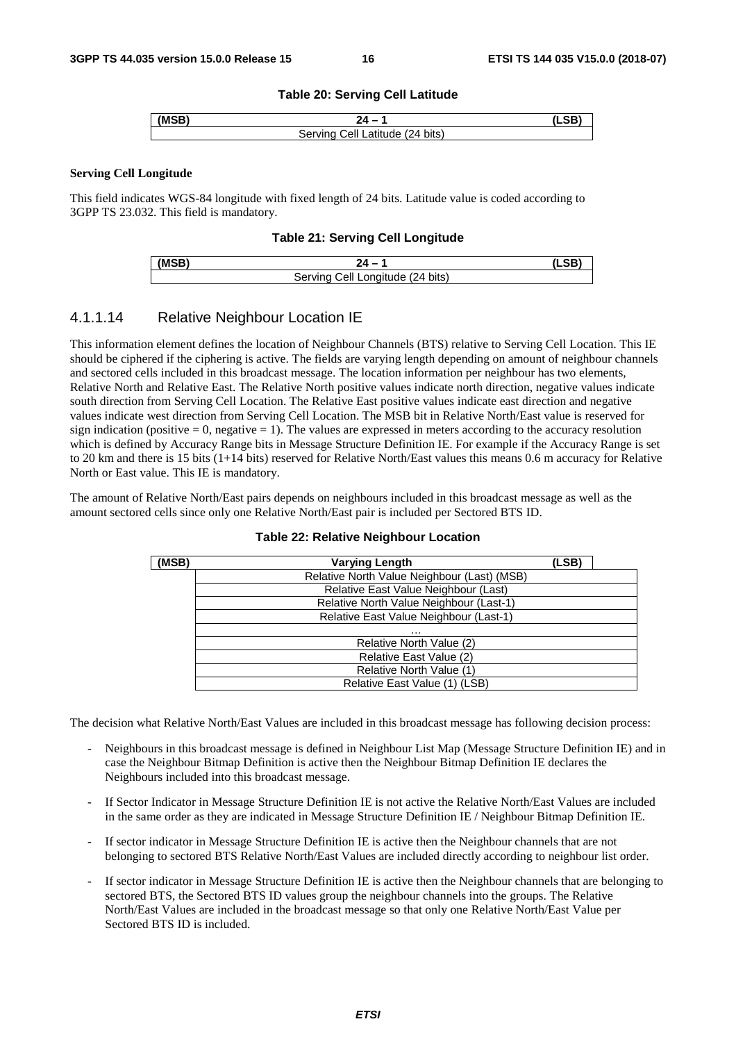**Table 20: Serving Cell Latitude**

| (MSB) | 24 – 1 | (LSB) |
|---|---|---|
| | Serving Cell Latitude (24 bits) | |

**Serving Cell Longitude**

This field indicates WGS-84 longitude with fixed length of 24 bits. Latitude value is coded according to 3GPP TS 23.032. This field is mandatory.

**Table 21: Serving Cell Longitude**

| (MSB) | 24 – 1 | (LSB) |
|---|---|---|
| | Serving Cell Longitude (24 bits) | |

### 4.1.1.14 Relative Neighbour Location IE

This information element defines the location of Neighbour Channels (BTS) relative to Serving Cell Location. This IE should be ciphered if the ciphering is active. The fields are varying length depending on amount of neighbour channels and sectored cells included in this broadcast message. The location information per neighbour has two elements, Relative North and Relative East. The Relative North positive values indicate north direction, negative values indicate south direction from Serving Cell Location. The Relative East positive values indicate east direction and negative values indicate west direction from Serving Cell Location. The MSB bit in Relative North/East value is reserved for sign indication (positive = 0, negative = 1). The values are expressed in meters according to the accuracy resolution which is defined by Accuracy Range bits in Message Structure Definition IE. For example if the Accuracy Range is set to 20 km and there is 15 bits (1+14 bits) reserved for Relative North/East values this means 0.6 m accuracy for Relative North or East value. This IE is mandatory.

The amount of Relative North/East pairs depends on neighbours included in this broadcast message as well as the amount sectored cells since only one Relative North/East pair is included per Sectored BTS ID.

**Table 22: Relative Neighbour Location**

| (MSB) | Varying Length (LSB) |
|---|---|
| | Relative North Value Neighbour (Last) (MSB) |
| | Relative East Value Neighbour (Last) |
| | Relative North Value Neighbour (Last-1) |
| | Relative East Value Neighbour (Last-1) |
| | … |
| | Relative North Value (2) |
| | Relative East Value (2) |
| | Relative North Value (1) |
| | Relative East Value (1) (LSB) |

The decision what Relative North/East Values are included in this broadcast message has following decision process:

- Neighbours in this broadcast message is defined in Neighbour List Map (Message Structure Definition IE) and in case the Neighbour Bitmap Definition is active then the Neighbour Bitmap Definition IE declares the Neighbours included into this broadcast message.
- If Sector Indicator in Message Structure Definition IE is not active the Relative North/East Values are included in the same order as they are indicated in Message Structure Definition IE / Neighbour Bitmap Definition IE.
- If sector indicator in Message Structure Definition IE is active then the Neighbour channels that are not belonging to sectored BTS Relative North/East Values are included directly according to neighbour list order.
- If sector indicator in Message Structure Definition IE is active then the Neighbour channels that are belonging to sectored BTS, the Sectored BTS ID values group the neighbour channels into the groups. The Relative North/East Values are included in the broadcast message so that only one Relative North/East Value per Sectored BTS ID is included.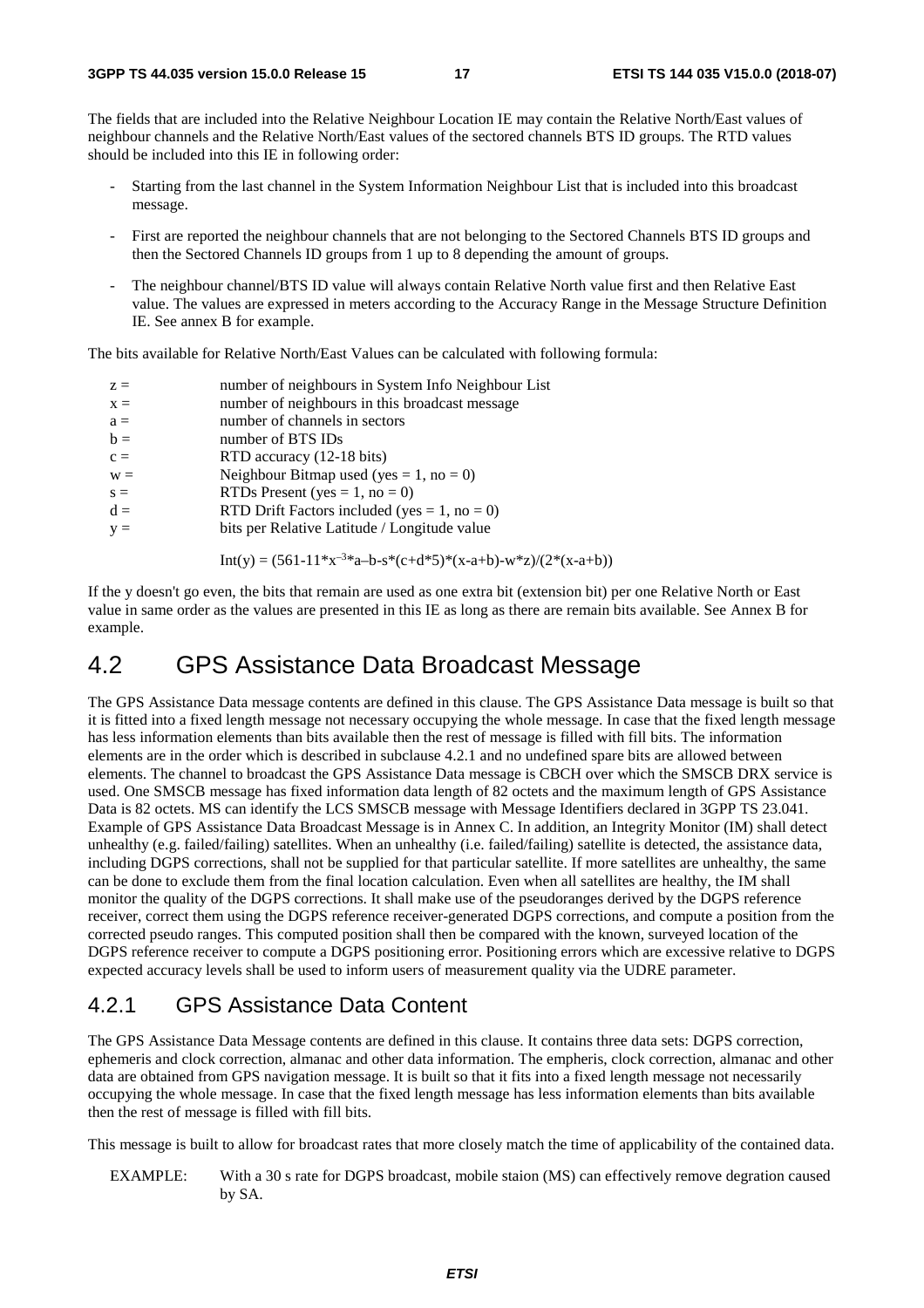The fields that are included into the Relative Neighbour Location IE may contain the Relative North/East values of neighbour channels and the Relative North/East values of the sectored channels BTS ID groups. The RTD values should be included into this IE in following order:

- Starting from the last channel in the System Information Neighbour List that is included into this broadcast message.
- First are reported the neighbour channels that are not belonging to the Sectored Channels BTS ID groups and then the Sectored Channels ID groups from 1 up to 8 depending the amount of groups.
- The neighbour channel/BTS ID value will always contain Relative North value first and then Relative East value. The values are expressed in meters according to the Accuracy Range in the Message Structure Definition IE. See annex B for example.

The bits available for Relative North/East Values can be calculated with following formula:

| | |
|---|---|
| z = | number of neighbours in System Info Neighbour List |
| x = | number of neighbours in this broadcast message |
| a = | number of channels in sectors |
| b = | number of BTS IDs |
| c = | RTD accuracy (12-18 bits) |
| w = | Neighbour Bitmap used (yes = 1, no = 0) |
| s = | RTDs Present (yes = 1, no = 0) |
| d = | RTD Drift Factors included (yes = 1, no = 0) |
| y = | bits per Relative Latitude / Longitude value |

$$\mathrm{Int}(y) = (561\text{-}11{*}x^{-3}{*}a\text{–}b\text{-}s{*}(c+d{*}5){*}(x\text{-}a+b)\text{-}w{*}z)/(2{*}(x\text{-}a+b))$$

If the y doesn't go even, the bits that remain are used as one extra bit (extension bit) per one Relative North or East value in same order as the values are presented in this IE as long as there are remain bits available. See Annex B for example.

## 4.2 GPS Assistance Data Broadcast Message

The GPS Assistance Data message contents are defined in this clause. The GPS Assistance Data message is built so that it is fitted into a fixed length message not necessary occupying the whole message. In case that the fixed length message has less information elements than bits available then the rest of message is filled with fill bits. The information elements are in the order which is described in subclause 4.2.1 and no undefined spare bits are allowed between elements. The channel to broadcast the GPS Assistance Data message is CBCH over which the SMSCB DRX service is used. One SMSCB message has fixed information data length of 82 octets and the maximum length of GPS Assistance Data is 82 octets. MS can identify the LCS SMSCB message with Message Identifiers declared in 3GPP TS 23.041. Example of GPS Assistance Data Broadcast Message is in Annex C. In addition, an Integrity Monitor (IM) shall detect unhealthy (e.g. failed/failing) satellites. When an unhealthy (i.e. failed/failing) satellite is detected, the assistance data, including DGPS corrections, shall not be supplied for that particular satellite. If more satellites are unhealthy, the same can be done to exclude them from the final location calculation. Even when all satellites are healthy, the IM shall monitor the quality of the DGPS corrections. It shall make use of the pseudoranges derived by the DGPS reference receiver, correct them using the DGPS reference receiver-generated DGPS corrections, and compute a position from the corrected pseudo ranges. This computed position shall then be compared with the known, surveyed location of the DGPS reference receiver to compute a DGPS positioning error. Positioning errors which are excessive relative to DGPS expected accuracy levels shall be used to inform users of measurement quality via the UDRE parameter.

### 4.2.1 GPS Assistance Data Content

The GPS Assistance Data Message contents are defined in this clause. It contains three data sets: DGPS correction, ephemeris and clock correction, almanac and other data information. The empheris, clock correction, almanac and other data are obtained from GPS navigation message. It is built so that it fits into a fixed length message not necessarily occupying the whole message. In case that the fixed length message has less information elements than bits available then the rest of message is filled with fill bits.

This message is built to allow for broadcast rates that more closely match the time of applicability of the contained data.

EXAMPLE: With a 30 s rate for DGPS broadcast, mobile staion (MS) can effectively remove degration caused by SA.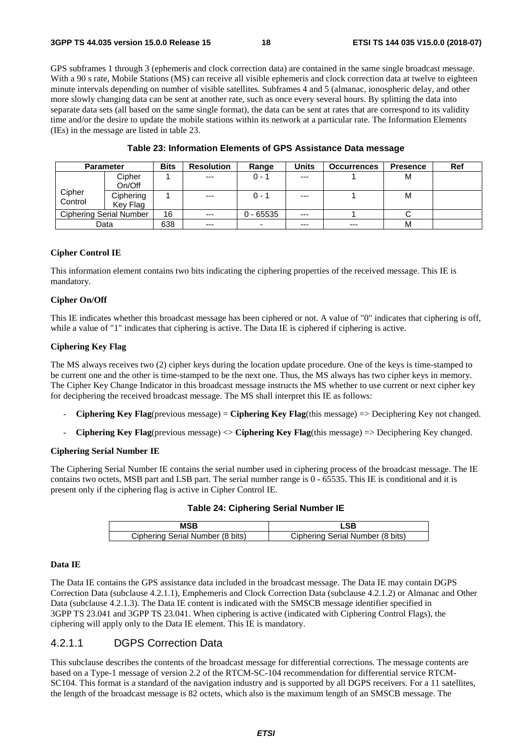GPS subframes 1 through 3 (ephemeris and clock correction data) are contained in the same single broadcast message. With a 90 s rate, Mobile Stations (MS) can receive all visible ephemeris and clock correction data at twelve to eighteen minute intervals depending on number of visible satellites. Subframes 4 and 5 (almanac, ionospheric delay, and other more slowly changing data can be sent at another rate, such as once every several hours. By splitting the data into separate data sets (all based on the same single format), the data can be sent at rates that are correspond to its validity time and/or the desire to update the mobile stations within its network at a particular rate. The Information Elements (IEs) in the message are listed in table 23.

**Table 23: Information Elements of GPS Assistance Data message**

| Parameter | | Bits | Resolution | Range | Units | Occurrences | Presence | Ref |
|---|---|---|---|---|---|---|---|---|
| Cipher Control | Cipher On/Off | 1 | --- | 0 - 1 | --- | 1 | M | |
| | Ciphering Key Flag | 1 | --- | 0 - 1 | --- | 1 | M | |
| Ciphering Serial Number | | 16 | --- | 0 - 65535 | --- | 1 | C | |
| Data | | 638 | --- | - | --- | --- | M | |

**Cipher Control IE**

This information element contains two bits indicating the ciphering properties of the received message. This IE is mandatory.

**Cipher On/Off**

This IE indicates whether this broadcast message has been ciphered or not. A value of "0" indicates that ciphering is off, while a value of "1" indicates that ciphering is active. The Data IE is ciphered if ciphering is active.

**Ciphering Key Flag**

The MS always receives two (2) cipher keys during the location update procedure. One of the keys is time-stamped to be current one and the other is time-stamped to be the next one. Thus, the MS always has two cipher keys in memory. The Cipher Key Change Indicator in this broadcast message instructs the MS whether to use current or next cipher key for deciphering the received broadcast message. The MS shall interpret this IE as follows:

- **Ciphering Key Flag**(previous message) = **Ciphering Key Flag**(this message) => Deciphering Key not changed.
- **Ciphering Key Flag**(previous message) <> **Ciphering Key Flag**(this message) => Deciphering Key changed.

**Ciphering Serial Number IE**

The Ciphering Serial Number IE contains the serial number used in ciphering process of the broadcast message. The IE contains two octets, MSB part and LSB part. The serial number range is 0 - 65535. This IE is conditional and it is present only if the ciphering flag is active in Cipher Control IE.

**Table 24: Ciphering Serial Number IE**

| MSB | LSB |
|---|---|
| Ciphering Serial Number (8 bits) | Ciphering Serial Number (8 bits) |

**Data IE**

The Data IE contains the GPS assistance data included in the broadcast message. The Data IE may contain DGPS Correction Data (subclause 4.2.1.1), Emphemeris and Clock Correction Data (subclause 4.2.1.2) or Almanac and Other Data (subclause 4.2.1.3). The Data IE content is indicated with the SMSCB message identifier specified in 3GPP TS 23.041 and 3GPP TS 23.041. When ciphering is active (indicated with Ciphering Control Flags), the ciphering will apply only to the Data IE element. This IE is mandatory.

### 4.2.1.1 DGPS Correction Data

This subclause describes the contents of the broadcast message for differential corrections. The message contents are based on a Type-1 message of version 2.2 of the RTCM-SC-104 recommendation for differential service RTCM-SC104. This format is a standard of the navigation industry and is supported by all DGPS receivers. For a 11 satellites, the length of the broadcast message is 82 octets, which also is the maximum length of an SMSCB message. The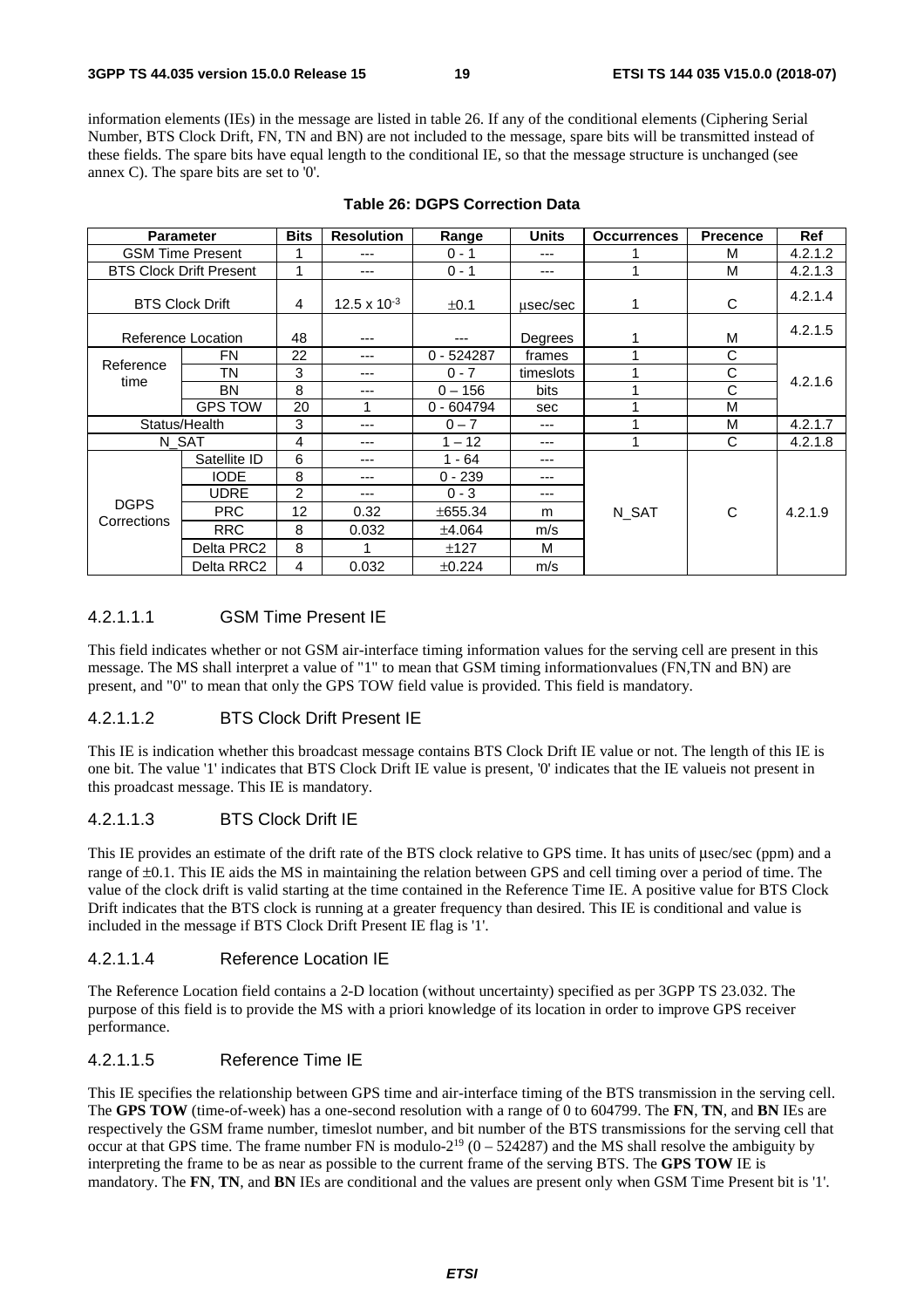information elements (IEs) in the message are listed in table 26. If any of the conditional elements (Ciphering Serial Number, BTS Clock Drift, FN, TN and BN) are not included to the message, spare bits will be transmitted instead of these fields. The spare bits have equal length to the conditional IE, so that the message structure is unchanged (see annex C). The spare bits are set to '0'.

**Table 26: DGPS Correction Data**

| Parameter | | Bits | Resolution | Range | Units | Occurrences | Precence | Ref |
|---|---|---|---|---|---|---|---|---|
| GSM Time Present | | 1 | --- | 0 - 1 | --- | 1 | M | 4.2.1.2 |
| BTS Clock Drift Present | | 1 | --- | 0 - 1 | --- | 1 | M | 4.2.1.3 |
| BTS Clock Drift | | 4 | $12.5 \times 10^{-3}$ | ±0.1 | µsec/sec | 1 | C | 4.2.1.4 |
| Reference Location | | 48 | --- | --- | Degrees | 1 | M | 4.2.1.5 |
| Reference time | FN | 22 | --- | 0 - 524287 | frames | 1 | C | 4.2.1.6 |
| | TN | 3 | --- | 0 - 7 | timeslots | 1 | C | |
| | BN | 8 | --- | 0 – 156 | bits | 1 | C | |
| | GPS TOW | 20 | 1 | 0 - 604794 | sec | 1 | M | |
| Status/Health | | 3 | --- | 0 – 7 | --- | 1 | M | 4.2.1.7 |
| N_SAT | | 4 | --- | 1 – 12 | --- | 1 | C | 4.2.1.8 |
| DGPS Corrections | Satellite ID | 6 | --- | 1 - 64 | --- | N_SAT | C | 4.2.1.9 |
| | IODE | 8 | --- | 0 - 239 | --- | | | |
| | UDRE | 2 | --- | 0 - 3 | --- | | | |
| | PRC | 12 | 0.32 | ±655.34 | m | | | |
| | RRC | 8 | 0.032 | ±4.064 | m/s | | | |
| | Delta PRC2 | 8 | 1 | ±127 | M | | | |
| | Delta RRC2 | 4 | 0.032 | ±0.224 | m/s | | | |

#### 4.2.1.1.1 GSM Time Present IE

This field indicates whether or not GSM air-interface timing information values for the serving cell are present in this message. The MS shall interpret a value of "1" to mean that GSM timing informationvalues (FN,TN and BN) are present, and "0" to mean that only the GPS TOW field value is provided. This field is mandatory.

#### 4.2.1.1.2 BTS Clock Drift Present IE

This IE is indication whether this broadcast message contains BTS Clock Drift IE value or not. The length of this IE is one bit. The value '1' indicates that BTS Clock Drift IE value is present, '0' indicates that the IE valueis not present in this proadcast message. This IE is mandatory.

#### 4.2.1.1.3 BTS Clock Drift IE

This IE provides an estimate of the drift rate of the BTS clock relative to GPS time. It has units of µsec/sec (ppm) and a range of ±0.1. This IE aids the MS in maintaining the relation between GPS and cell timing over a period of time. The value of the clock drift is valid starting at the time contained in the Reference Time IE. A positive value for BTS Clock Drift indicates that the BTS clock is running at a greater frequency than desired. This IE is conditional and value is included in the message if BTS Clock Drift Present IE flag is '1'.

#### 4.2.1.1.4 Reference Location IE

The Reference Location field contains a 2-D location (without uncertainty) specified as per 3GPP TS 23.032. The purpose of this field is to provide the MS with a priori knowledge of its location in order to improve GPS receiver performance.

#### 4.2.1.1.5 Reference Time IE

This IE specifies the relationship between GPS time and air-interface timing of the BTS transmission in the serving cell. The **GPS TOW** (time-of-week) has a one-second resolution with a range of 0 to 604799. The **FN**, **TN**, and **BN** IEs are respectively the GSM frame number, timeslot number, and bit number of the BTS transmissions for the serving cell that occur at that GPS time. The frame number FN is modulo-$2^{19}$ (0 – 524287) and the MS shall resolve the ambiguity by interpreting the frame to be as near as possible to the current frame of the serving BTS. The **GPS TOW** IE is mandatory. The **FN**, **TN**, and **BN** IEs are conditional and the values are present only when GSM Time Present bit is '1'.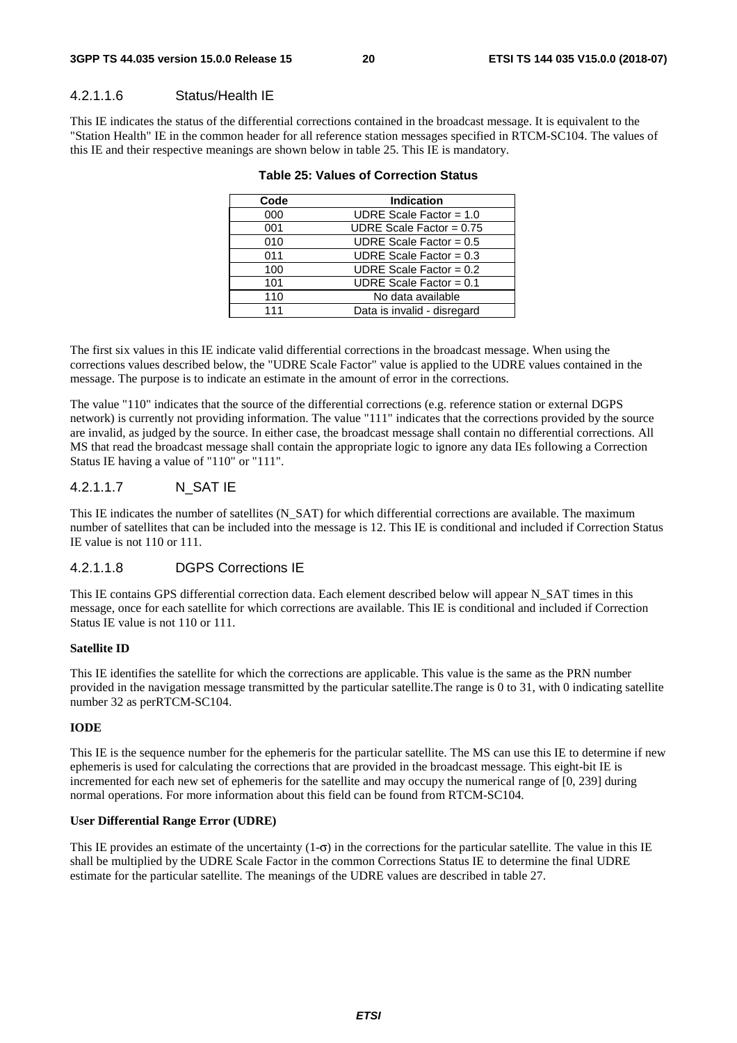#### 4.2.1.1.6 Status/Health IE

This IE indicates the status of the differential corrections contained in the broadcast message. It is equivalent to the "Station Health" IE in the common header for all reference station messages specified in RTCM-SC104. The values of this IE and their respective meanings are shown below in table 25. This IE is mandatory.

**Table 25: Values of Correction Status**

| Code | Indication |
|---|---|
| 000 | UDRE Scale Factor = 1.0 |
| 001 | UDRE Scale Factor = 0.75 |
| 010 | UDRE Scale Factor = 0.5 |
| 011 | UDRE Scale Factor = 0.3 |
| 100 | UDRE Scale Factor = 0.2 |
| 101 | UDRE Scale Factor = 0.1 |
| 110 | No data available |
| 111 | Data is invalid - disregard |

The first six values in this IE indicate valid differential corrections in the broadcast message. When using the corrections values described below, the "UDRE Scale Factor" value is applied to the UDRE values contained in the message. The purpose is to indicate an estimate in the amount of error in the corrections.

The value "110" indicates that the source of the differential corrections (e.g. reference station or external DGPS network) is currently not providing information. The value "111" indicates that the corrections provided by the source are invalid, as judged by the source. In either case, the broadcast message shall contain no differential corrections. All MS that read the broadcast message shall contain the appropriate logic to ignore any data IEs following a Correction Status IE having a value of "110" or "111".

#### 4.2.1.1.7 N_SAT IE

This IE indicates the number of satellites (N_SAT) for which differential corrections are available. The maximum number of satellites that can be included into the message is 12. This IE is conditional and included if Correction Status IE value is not 110 or 111.

#### 4.2.1.1.8 DGPS Corrections IE

This IE contains GPS differential correction data. Each element described below will appear N_SAT times in this message, once for each satellite for which corrections are available. This IE is conditional and included if Correction Status IE value is not 110 or 111.

**Satellite ID**

This IE identifies the satellite for which the corrections are applicable. This value is the same as the PRN number provided in the navigation message transmitted by the particular satellite.The range is 0 to 31, with 0 indicating satellite number 32 as perRTCM-SC104.

**IODE**

This IE is the sequence number for the ephemeris for the particular satellite. The MS can use this IE to determine if new ephemeris is used for calculating the corrections that are provided in the broadcast message. This eight-bit IE is incremented for each new set of ephemeris for the satellite and may occupy the numerical range of [0, 239] during normal operations. For more information about this field can be found from RTCM-SC104.

**User Differential Range Error (UDRE)**

This IE provides an estimate of the uncertainty ($1\text{-}\sigma$) in the corrections for the particular satellite. The value in this IE shall be multiplied by the UDRE Scale Factor in the common Corrections Status IE to determine the final UDRE estimate for the particular satellite. The meanings of the UDRE values are described in table 27.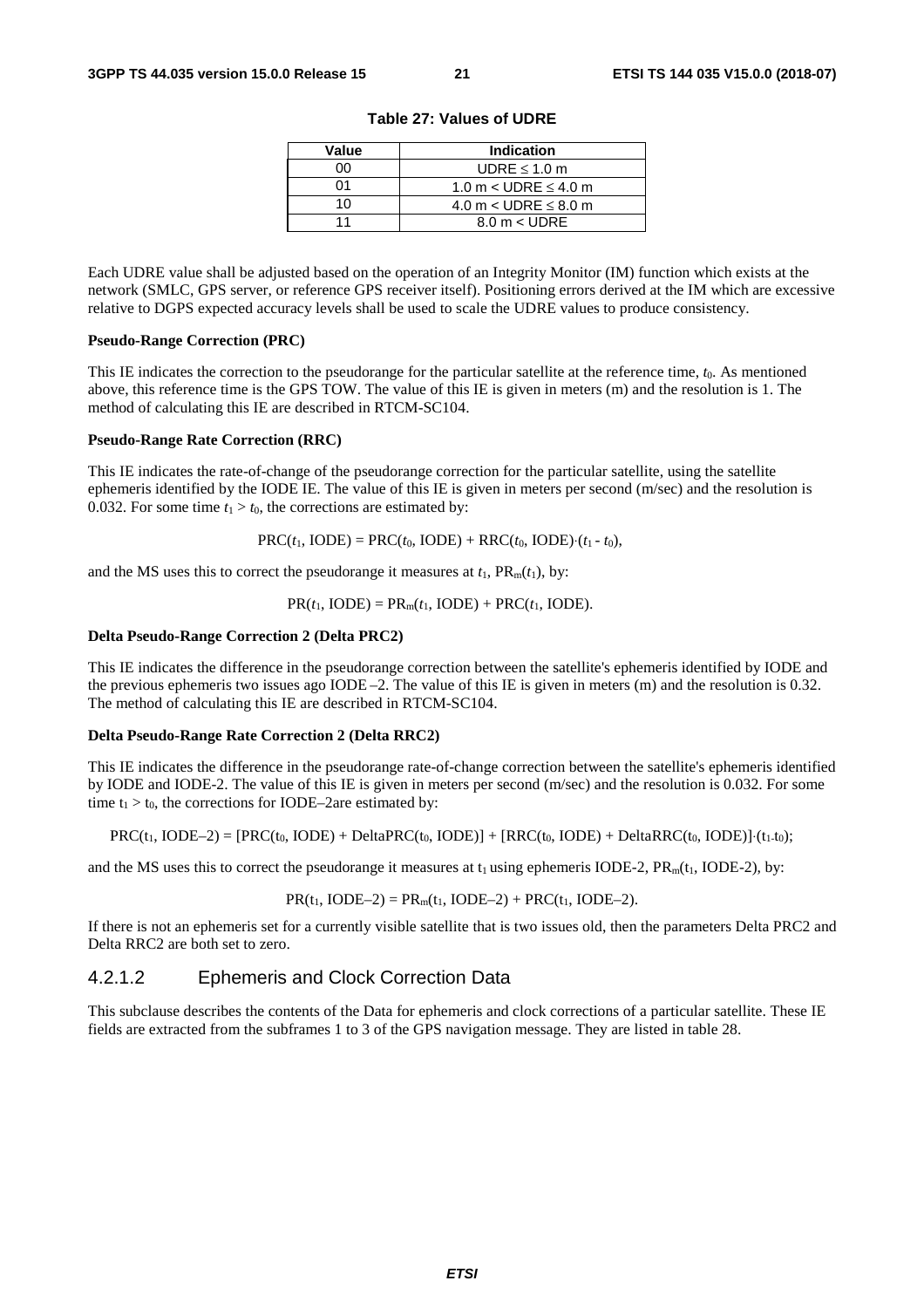**Table 27: Values of UDRE**

| Value | Indication |
|---|---|
| 00 | UDRE ≤ 1.0 m |
| 01 | 1.0 m < UDRE ≤ 4.0 m |
| 10 | 4.0 m < UDRE ≤ 8.0 m |
| 11 | 8.0 m < UDRE |

Each UDRE value shall be adjusted based on the operation of an Integrity Monitor (IM) function which exists at the network (SMLC, GPS server, or reference GPS receiver itself). Positioning errors derived at the IM which are excessive relative to DGPS expected accuracy levels shall be used to scale the UDRE values to produce consistency.

**Pseudo-Range Correction (PRC)**

This IE indicates the correction to the pseudorange for the particular satellite at the reference time, $t_0$. As mentioned above, this reference time is the GPS TOW. The value of this IE is given in meters (m) and the resolution is 1. The method of calculating this IE are described in RTCM-SC104.

**Pseudo-Range Rate Correction (RRC)**

This IE indicates the rate-of-change of the pseudorange correction for the particular satellite, using the satellite ephemeris identified by the IODE IE. The value of this IE is given in meters per second (m/sec) and the resolution is 0.032. For some time $t_1 > t_0$, the corrections are estimated by:

$$\mathrm{PRC}(t_1, \mathrm{IODE}) = \mathrm{PRC}(t_0, \mathrm{IODE}) + \mathrm{RRC}(t_0, \mathrm{IODE})\cdot(t_1 - t_0),$$

and the MS uses this to correct the pseudorange it measures at $t_1$, $\mathrm{PR}_m(t_1)$, by:

$$\mathrm{PR}(t_1, \mathrm{IODE}) = \mathrm{PR}_m(t_1, \mathrm{IODE}) + \mathrm{PRC}(t_1, \mathrm{IODE}).$$

**Delta Pseudo-Range Correction 2 (Delta PRC2)**

This IE indicates the difference in the pseudorange correction between the satellite's ephemeris identified by IODE and the previous ephemeris two issues ago IODE –2. The value of this IE is given in meters (m) and the resolution is 0.32. The method of calculating this IE are described in RTCM-SC104.

**Delta Pseudo-Range Rate Correction 2 (Delta RRC2)**

This IE indicates the difference in the pseudorange rate-of-change correction between the satellite's ephemeris identified by IODE and IODE-2. The value of this IE is given in meters per second (m/sec) and the resolution is 0.032. For some time $t_1 > t_0$, the corrections for IODE–2are estimated by:

$$\mathrm{PRC}(t_1, \mathrm{IODE}-2) = [\mathrm{PRC}(t_0, \mathrm{IODE}) + \mathrm{DeltaPRC}(t_0, \mathrm{IODE})] + [\mathrm{RRC}(t_0, \mathrm{IODE}) + \mathrm{DeltaRRC}(t_0, \mathrm{IODE})]\cdot(t_1 - t_0);$$

and the MS uses this to correct the pseudorange it measures at $t_1$ using ephemeris IODE-2, $\mathrm{PR}_m(t_1, \mathrm{IODE}-2)$, by:

$$\mathrm{PR}(t_1, \mathrm{IODE}-2) = \mathrm{PR}_m(t_1, \mathrm{IODE}-2) + \mathrm{PRC}(t_1, \mathrm{IODE}-2).$$

If there is not an ephemeris set for a currently visible satellite that is two issues old, then the parameters Delta PRC2 and Delta RRC2 are both set to zero.

### 4.2.1.2 Ephemeris and Clock Correction Data

This subclause describes the contents of the Data for ephemeris and clock corrections of a particular satellite. These IE fields are extracted from the subframes 1 to 3 of the GPS navigation message. They are listed in table 28.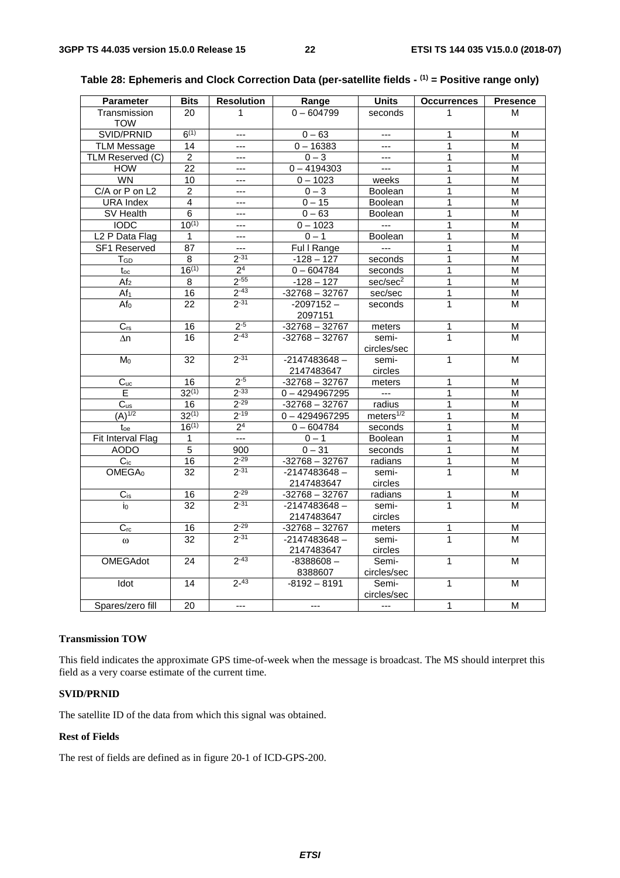**Table 28: Ephemeris and Clock Correction Data (per-satellite fields - (1) = Positive range only)**

| Parameter | Bits | Resolution | Range | Units | Occurrences | Presence |
|---|---|---|---|---|---|---|
| Transmission TOW | 20 | 1 | 0 – 604799 | seconds | 1 | M |
| SVID/PRNID | 6(1) | --- | 0 – 63 | --- | 1 | M |
| TLM Message | 14 | --- | 0 – 16383 | --- | 1 | M |
| TLM Reserved (C) | 2 | --- | 0 – 3 | --- | 1 | M |
| HOW | 22 | --- | 0 – 4194303 | --- | 1 | M |
| WN | 10 | --- | 0 – 1023 | weeks | 1 | M |
| C/A or P on L2 | 2 | --- | 0 – 3 | Boolean | 1 | M |
| URA Index | 4 | --- | 0 – 15 | Boolean | 1 | M |
| SV Health | 6 | --- | 0 – 63 | Boolean | 1 | M |
| IODC | 10(1) | --- | 0 – 1023 | --- | 1 | M |
| L2 P Data Flag | 1 | --- | 0 – 1 | Boolean | 1 | M |
| SF1 Reserved | 87 | --- | Ful l Range | --- | 1 | M |
| $T_{GD}$ | 8 | $2^{-31}$ | -128 – 127 | seconds | 1 | M |
| $t_{oc}$ | 16(1) | $2^{4}$ | 0 – 604784 | seconds | 1 | M |
| $Af_2$ | 8 | $2^{-55}$ | -128 – 127 | sec/sec$^2$ | 1 | M |
| $Af_1$ | 16 | $2^{-43}$ | -32768 – 32767 | sec/sec | 1 | M |
| $Af_0$ | 22 | $2^{-31}$ | -2097152 – 2097151 | seconds | 1 | M |
| $C_{rs}$ | 16 | $2^{-5}$ | -32768 – 32767 | meters | 1 | M |
| $\Delta n$ | 16 | $2^{-43}$ | -32768 – 32767 | semi-circles/sec | 1 | M |
| $M_0$ | 32 | $2^{-31}$ | -2147483648 – 2147483647 | semi-circles | 1 | M |
| $C_{uc}$ | 16 | $2^{-5}$ | -32768 – 32767 | meters | 1 | M |
| E | 32(1) | $2^{-33}$ | 0 – 4294967295 | --- | 1 | M |
| $C_{us}$ | 16 | $2^{-29}$ | -32768 – 32767 | radius | 1 | M |
| $(A)^{1/2}$ | 32(1) | $2^{-19}$ | 0 – 4294967295 | meters$^{1/2}$ | 1 | M |
| $t_{oe}$ | 16(1) | $2^{4}$ | 0 – 604784 | seconds | 1 | M |
| Fit Interval Flag | 1 | --- | 0 – 1 | Boolean | 1 | M |
| AODO | 5 | 900 | 0 – 31 | seconds | 1 | M |
| $C_{ic}$ | 16 | $2^{-29}$ | -32768 – 32767 | radians | 1 | M |
| $OMEGA_0$ | 32 | $2^{-31}$ | -2147483648 – 2147483647 | semi-circles | 1 | M |
| $C_{is}$ | 16 | $2^{-29}$ | -32768 – 32767 | radians | 1 | M |
| $i_0$ | 32 | $2^{-31}$ | -2147483648 – 2147483647 | semi-circles | 1 | M |
| $C_{rc}$ | 16 | $2^{-29}$ | -32768 – 32767 | meters | 1 | M |
| $\omega$ | 32 | $2^{-31}$ | -2147483648 – 2147483647 | semi-circles | 1 | M |
| OMEGAdot | 24 | $2^{-43}$ | -8388608 – 8388607 | Semi-circles/sec | 1 | M |
| Idot | 14 | $2^{-43}$ | -8192 – 8191 | Semi-circles/sec | 1 | M |
| Spares/zero fill | 20 | --- | --- | --- | 1 | M |

**Transmission TOW**

This field indicates the approximate GPS time-of-week when the message is broadcast. The MS should interpret this field as a very coarse estimate of the current time.

**SVID/PRNID**

The satellite ID of the data from which this signal was obtained.

**Rest of Fields**

The rest of fields are defined as in figure 20-1 of ICD-GPS-200.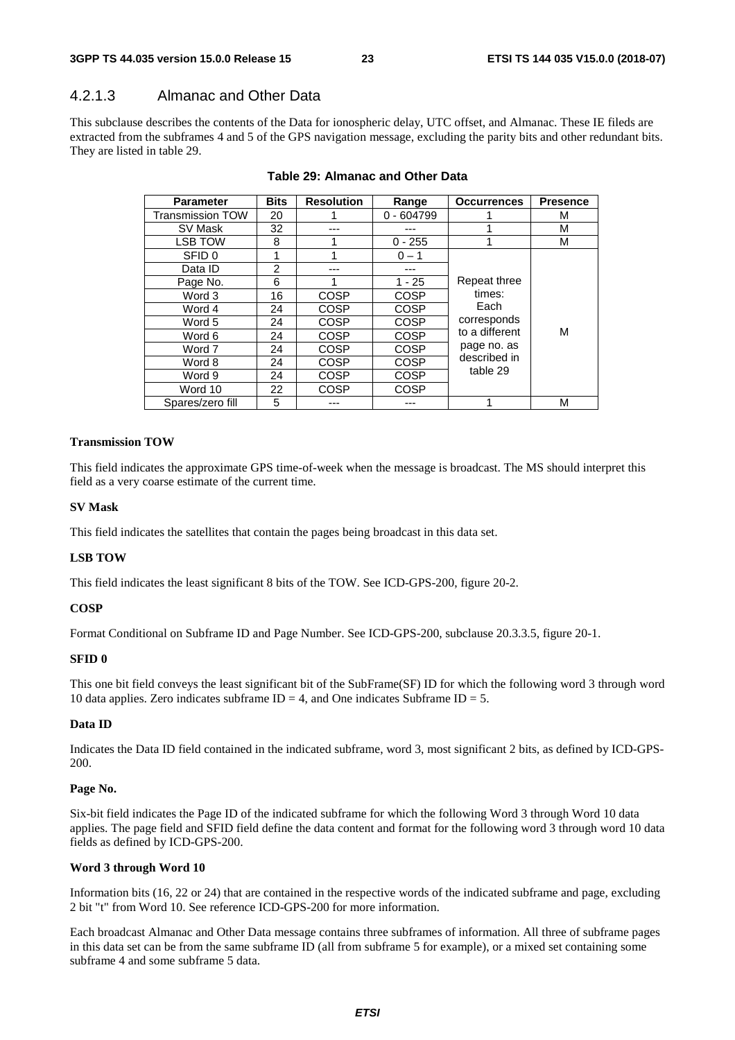### 4.2.1.3 Almanac and Other Data

This subclause describes the contents of the Data for ionospheric delay, UTC offset, and Almanac. These IE fileds are extracted from the subframes 4 and 5 of the GPS navigation message, excluding the parity bits and other redundant bits. They are listed in table 29.

**Table 29: Almanac and Other Data**

| Parameter | Bits | Resolution | Range | Occurrences | Presence |
|---|---|---|---|---|---|
| Transmission TOW | 20 | 1 | 0 - 604799 | 1 | M |
| SV Mask | 32 | --- | --- | 1 | M |
| LSB TOW | 8 | 1 | 0 - 255 | 1 | M |
| SFID 0 | 1 | 1 | 0 – 1 | Repeat three times: Each corresponds to a different page no. as described in table 29 | M |
| Data ID | 2 | --- | --- | | |
| Page No. | 6 | 1 | 1 - 25 | | |
| Word 3 | 16 | COSP | COSP | | |
| Word 4 | 24 | COSP | COSP | | |
| Word 5 | 24 | COSP | COSP | | |
| Word 6 | 24 | COSP | COSP | | |
| Word 7 | 24 | COSP | COSP | | |
| Word 8 | 24 | COSP | COSP | | |
| Word 9 | 24 | COSP | COSP | | |
| Word 10 | 22 | COSP | COSP | | |
| Spares/zero fill | 5 | --- | --- | 1 | M |

**Transmission TOW**

This field indicates the approximate GPS time-of-week when the message is broadcast. The MS should interpret this field as a very coarse estimate of the current time.

**SV Mask**

This field indicates the satellites that contain the pages being broadcast in this data set.

**LSB TOW**

This field indicates the least significant 8 bits of the TOW. See ICD-GPS-200, figure 20-2.

**COSP**

Format Conditional on Subframe ID and Page Number. See ICD-GPS-200, subclause 20.3.3.5, figure 20-1.

**SFID 0**

This one bit field conveys the least significant bit of the SubFrame(SF) ID for which the following word 3 through word 10 data applies. Zero indicates subframe ID = 4, and One indicates Subframe ID = 5.

**Data ID**

Indicates the Data ID field contained in the indicated subframe, word 3, most significant 2 bits, as defined by ICD-GPS-200.

**Page No.**

Six-bit field indicates the Page ID of the indicated subframe for which the following Word 3 through Word 10 data applies. The page field and SFID field define the data content and format for the following word 3 through word 10 data fields as defined by ICD-GPS-200.

**Word 3 through Word 10**

Information bits (16, 22 or 24) that are contained in the respective words of the indicated subframe and page, excluding 2 bit "t" from Word 10. See reference ICD-GPS-200 for more information.

Each broadcast Almanac and Other Data message contains three subframes of information. All three of subframe pages in this data set can be from the same subframe ID (all from subframe 5 for example), or a mixed set containing some subframe 4 and some subframe 5 data.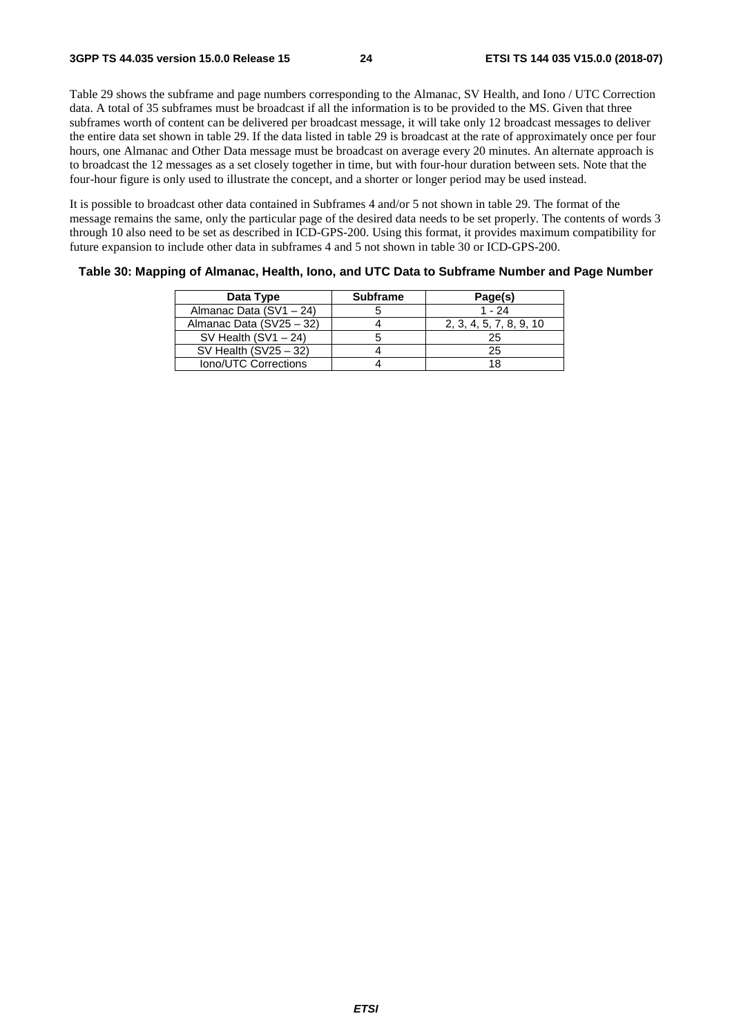Table 29 shows the subframe and page numbers corresponding to the Almanac, SV Health, and Iono / UTC Correction data. A total of 35 subframes must be broadcast if all the information is to be provided to the MS. Given that three subframes worth of content can be delivered per broadcast message, it will take only 12 broadcast messages to deliver the entire data set shown in table 29. If the data listed in table 29 is broadcast at the rate of approximately once per four hours, one Almanac and Other Data message must be broadcast on average every 20 minutes. An alternate approach is to broadcast the 12 messages as a set closely together in time, but with four-hour duration between sets. Note that the four-hour figure is only used to illustrate the concept, and a shorter or longer period may be used instead.

It is possible to broadcast other data contained in Subframes 4 and/or 5 not shown in table 29. The format of the message remains the same, only the particular page of the desired data needs to be set properly. The contents of words 3 through 10 also need to be set as described in ICD-GPS-200. Using this format, it provides maximum compatibility for future expansion to include other data in subframes 4 and 5 not shown in table 30 or ICD-GPS-200.

**Table 30: Mapping of Almanac, Health, Iono, and UTC Data to Subframe Number and Page Number**

| Data Type | Subframe | Page(s) |
|---|---|---|
| Almanac Data (SV1 – 24) | 5 | 1 - 24 |
| Almanac Data (SV25 – 32) | 4 | 2, 3, 4, 5, 7, 8, 9, 10 |
| SV Health (SV1 – 24) | 5 | 25 |
| SV Health (SV25 – 32) | 4 | 25 |
| Iono/UTC Corrections | 4 | 18 |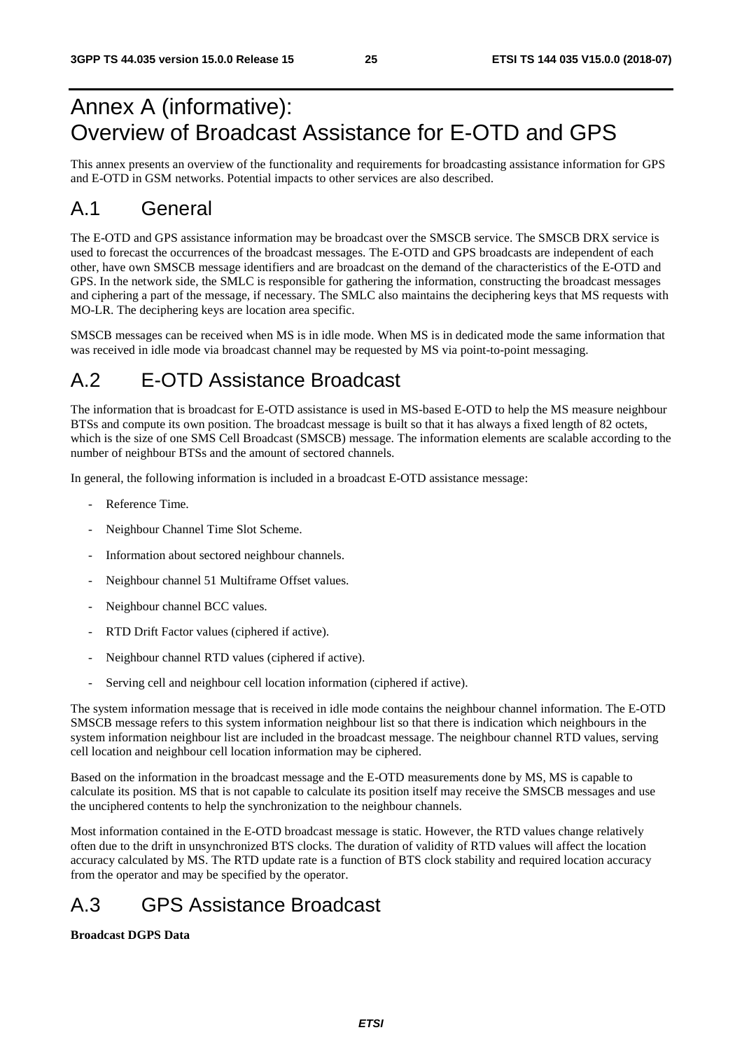# Annex A (informative): Overview of Broadcast Assistance for E-OTD and GPS

This annex presents an overview of the functionality and requirements for broadcasting assistance information for GPS and E-OTD in GSM networks. Potential impacts to other services are also described.

## A.1 General

The E-OTD and GPS assistance information may be broadcast over the SMSCB service. The SMSCB DRX service is used to forecast the occurrences of the broadcast messages. The E-OTD and GPS broadcasts are independent of each other, have own SMSCB message identifiers and are broadcast on the demand of the characteristics of the E-OTD and GPS. In the network side, the SMLC is responsible for gathering the information, constructing the broadcast messages and ciphering a part of the message, if necessary. The SMLC also maintains the deciphering keys that MS requests with MO-LR. The deciphering keys are location area specific.

SMSCB messages can be received when MS is in idle mode. When MS is in dedicated mode the same information that was received in idle mode via broadcast channel may be requested by MS via point-to-point messaging.

## A.2 E-OTD Assistance Broadcast

The information that is broadcast for E-OTD assistance is used in MS-based E-OTD to help the MS measure neighbour BTSs and compute its own position. The broadcast message is built so that it has always a fixed length of 82 octets, which is the size of one SMS Cell Broadcast (SMSCB) message. The information elements are scalable according to the number of neighbour BTSs and the amount of sectored channels.

In general, the following information is included in a broadcast E-OTD assistance message:

- Reference Time.
- Neighbour Channel Time Slot Scheme.
- Information about sectored neighbour channels.
- Neighbour channel 51 Multiframe Offset values.
- Neighbour channel BCC values.
- RTD Drift Factor values (ciphered if active).
- Neighbour channel RTD values (ciphered if active).
- Serving cell and neighbour cell location information (ciphered if active).

The system information message that is received in idle mode contains the neighbour channel information. The E-OTD SMSCB message refers to this system information neighbour list so that there is indication which neighbours in the system information neighbour list are included in the broadcast message. The neighbour channel RTD values, serving cell location and neighbour cell location information may be ciphered.

Based on the information in the broadcast message and the E-OTD measurements done by MS, MS is capable to calculate its position. MS that is not capable to calculate its position itself may receive the SMSCB messages and use the unciphered contents to help the synchronization to the neighbour channels.

Most information contained in the E-OTD broadcast message is static. However, the RTD values change relatively often due to the drift in unsynchronized BTS clocks. The duration of validity of RTD values will affect the location accuracy calculated by MS. The RTD update rate is a function of BTS clock stability and required location accuracy from the operator and may be specified by the operator.

## A.3 GPS Assistance Broadcast

**Broadcast DGPS Data**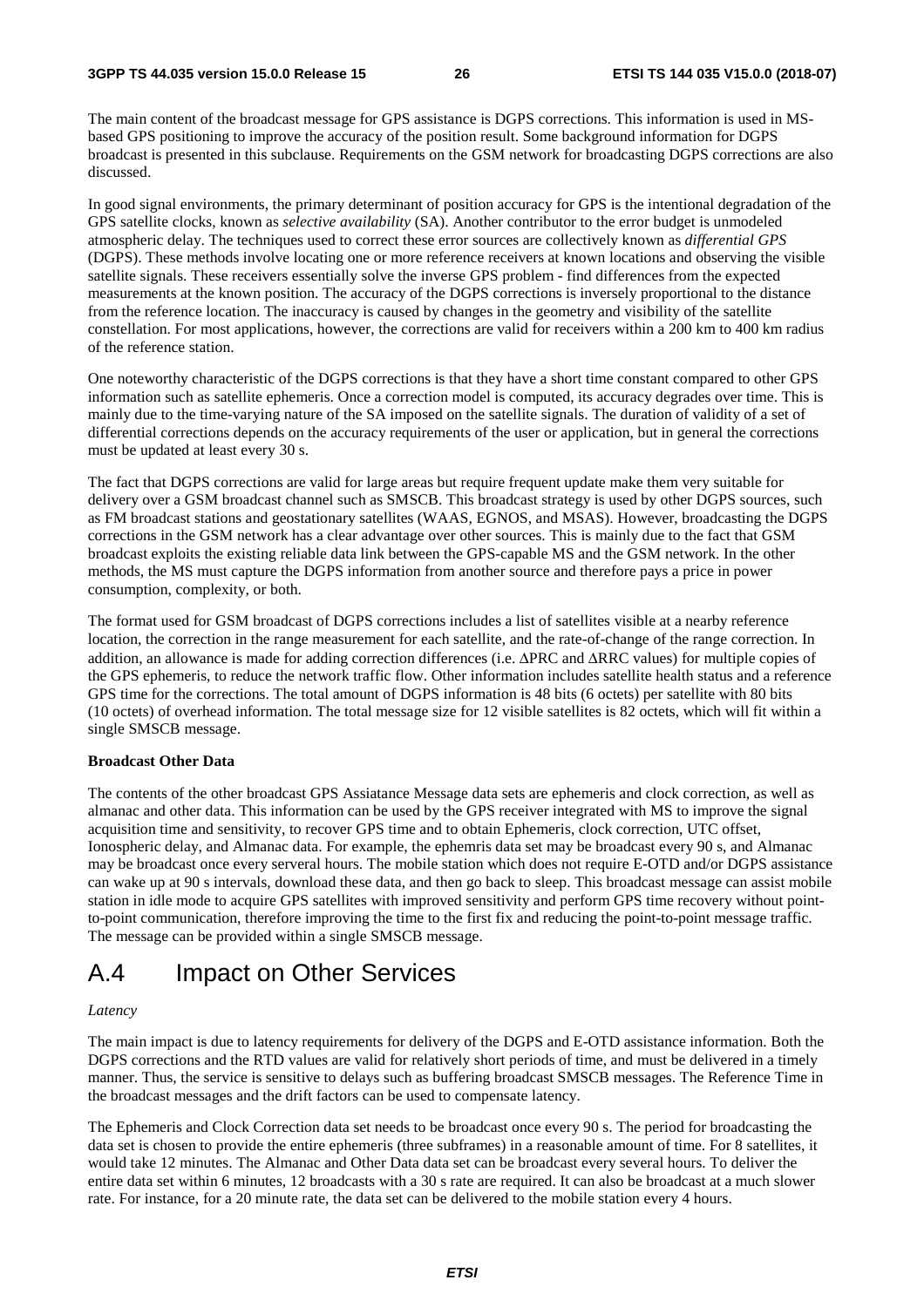The main content of the broadcast message for GPS assistance is DGPS corrections. This information is used in MS-based GPS positioning to improve the accuracy of the position result. Some background information for DGPS broadcast is presented in this subclause. Requirements on the GSM network for broadcasting DGPS corrections are also discussed.

In good signal environments, the primary determinant of position accuracy for GPS is the intentional degradation of the GPS satellite clocks, known as *selective availability* (SA). Another contributor to the error budget is unmodeled atmospheric delay. The techniques used to correct these error sources are collectively known as *differential GPS* (DGPS). These methods involve locating one or more reference receivers at known locations and observing the visible satellite signals. These receivers essentially solve the inverse GPS problem - find differences from the expected measurements at the known position. The accuracy of the DGPS corrections is inversely proportional to the distance from the reference location. The inaccuracy is caused by changes in the geometry and visibility of the satellite constellation. For most applications, however, the corrections are valid for receivers within a 200 km to 400 km radius of the reference station.

One noteworthy characteristic of the DGPS corrections is that they have a short time constant compared to other GPS information such as satellite ephemeris. Once a correction model is computed, its accuracy degrades over time. This is mainly due to the time-varying nature of the SA imposed on the satellite signals. The duration of validity of a set of differential corrections depends on the accuracy requirements of the user or application, but in general the corrections must be updated at least every 30 s.

The fact that DGPS corrections are valid for large areas but require frequent update make them very suitable for delivery over a GSM broadcast channel such as SMSCB. This broadcast strategy is used by other DGPS sources, such as FM broadcast stations and geostationary satellites (WAAS, EGNOS, and MSAS). However, broadcasting the DGPS corrections in the GSM network has a clear advantage over other sources. This is mainly due to the fact that GSM broadcast exploits the existing reliable data link between the GPS-capable MS and the GSM network. In the other methods, the MS must capture the DGPS information from another source and therefore pays a price in power consumption, complexity, or both.

The format used for GSM broadcast of DGPS corrections includes a list of satellites visible at a nearby reference location, the correction in the range measurement for each satellite, and the rate-of-change of the range correction. In addition, an allowance is made for adding correction differences (i.e. ΔPRC and ΔRRC values) for multiple copies of the GPS ephemeris, to reduce the network traffic flow. Other information includes satellite health status and a reference GPS time for the corrections. The total amount of DGPS information is 48 bits (6 octets) per satellite with 80 bits (10 octets) of overhead information. The total message size for 12 visible satellites is 82 octets, which will fit within a single SMSCB message.

**Broadcast Other Data**

The contents of the other broadcast GPS Assiatance Message data sets are ephemeris and clock correction, as well as almanac and other data. This information can be used by the GPS receiver integrated with MS to improve the signal acquisition time and sensitivity, to recover GPS time and to obtain Ephemeris, clock correction, UTC offset, Ionospheric delay, and Almanac data. For example, the ephemris data set may be broadcast every 90 s, and Almanac may be broadcast once every serveral hours. The mobile station which does not require E-OTD and/or DGPS assistance can wake up at 90 s intervals, download these data, and then go back to sleep. This broadcast message can assist mobile station in idle mode to acquire GPS satellites with improved sensitivity and perform GPS time recovery without point-to-point communication, therefore improving the time to the first fix and reducing the point-to-point message traffic. The message can be provided within a single SMSCB message.

# A.4 Impact on Other Services

*Latency*

The main impact is due to latency requirements for delivery of the DGPS and E-OTD assistance information. Both the DGPS corrections and the RTD values are valid for relatively short periods of time, and must be delivered in a timely manner. Thus, the service is sensitive to delays such as buffering broadcast SMSCB messages. The Reference Time in the broadcast messages and the drift factors can be used to compensate latency.

The Ephemeris and Clock Correction data set needs to be broadcast once every 90 s. The period for broadcasting the data set is chosen to provide the entire ephemeris (three subframes) in a reasonable amount of time. For 8 satellites, it would take 12 minutes. The Almanac and Other Data data set can be broadcast every several hours. To deliver the entire data set within 6 minutes, 12 broadcasts with a 30 s rate are required. It can also be broadcast at a much slower rate. For instance, for a 20 minute rate, the data set can be delivered to the mobile station every 4 hours.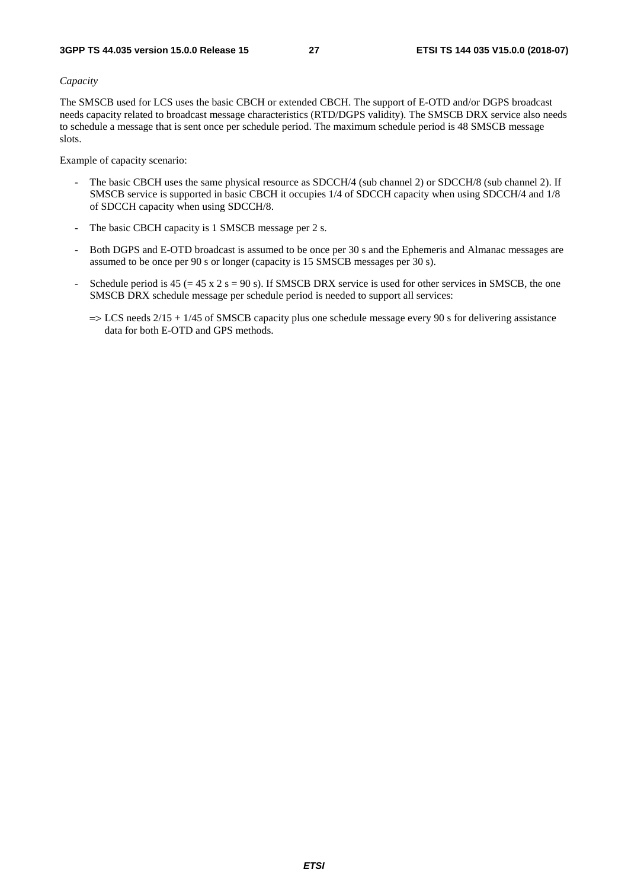*Capacity*

The SMSCB used for LCS uses the basic CBCH or extended CBCH. The support of E-OTD and/or DGPS broadcast needs capacity related to broadcast message characteristics (RTD/DGPS validity). The SMSCB DRX service also needs to schedule a message that is sent once per schedule period. The maximum schedule period is 48 SMSCB message slots.

Example of capacity scenario:

- The basic CBCH uses the same physical resource as SDCCH/4 (sub channel 2) or SDCCH/8 (sub channel 2). If SMSCB service is supported in basic CBCH it occupies 1/4 of SDCCH capacity when using SDCCH/4 and 1/8 of SDCCH capacity when using SDCCH/8.
- The basic CBCH capacity is 1 SMSCB message per 2 s.
- Both DGPS and E-OTD broadcast is assumed to be once per 30 s and the Ephemeris and Almanac messages are assumed to be once per 90 s or longer (capacity is 15 SMSCB messages per 30 s).
- Schedule period is 45 (= 45 x 2 s = 90 s). If SMSCB DRX service is used for other services in SMSCB, the one SMSCB DRX schedule message per schedule period is needed to support all services:

  => LCS needs 2/15 + 1/45 of SMSCB capacity plus one schedule message every 90 s for delivering assistance data for both E-OTD and GPS methods.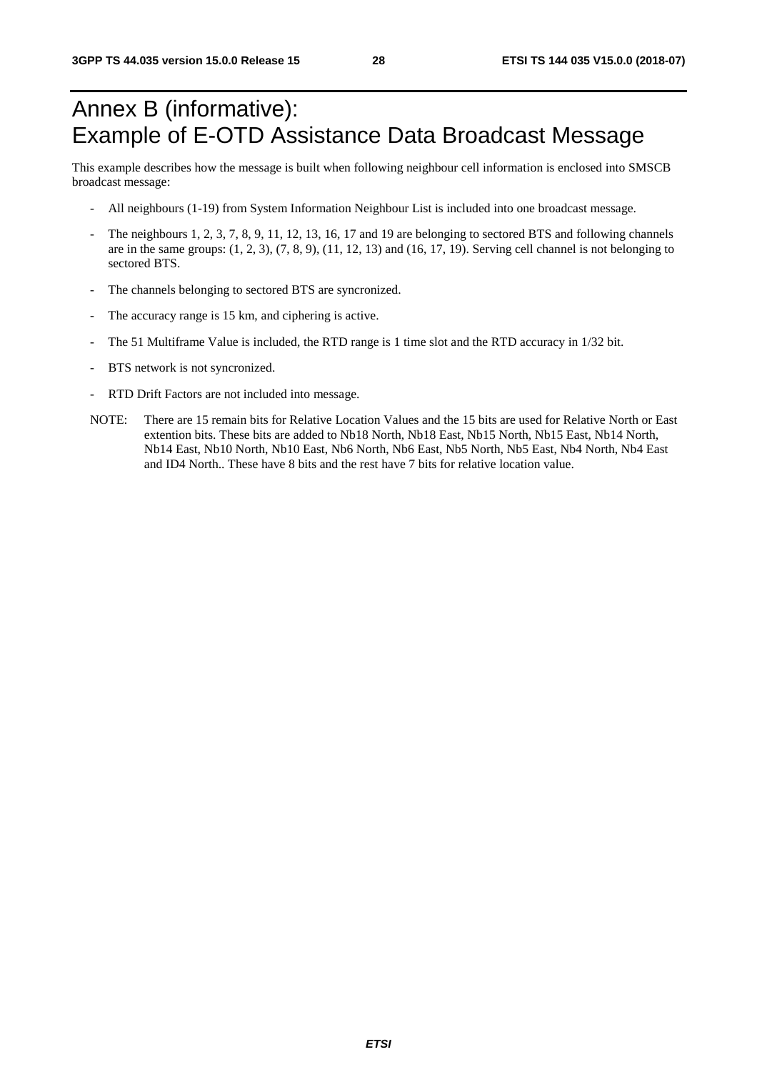# Annex B (informative): Example of E-OTD Assistance Data Broadcast Message

This example describes how the message is built when following neighbour cell information is enclosed into SMSCB broadcast message:

- All neighbours (1-19) from System Information Neighbour List is included into one broadcast message.
- The neighbours 1, 2, 3, 7, 8, 9, 11, 12, 13, 16, 17 and 19 are belonging to sectored BTS and following channels are in the same groups: (1, 2, 3), (7, 8, 9), (11, 12, 13) and (16, 17, 19). Serving cell channel is not belonging to sectored BTS.
- The channels belonging to sectored BTS are syncronized.
- The accuracy range is 15 km, and ciphering is active.
- The 51 Multiframe Value is included, the RTD range is 1 time slot and the RTD accuracy in 1/32 bit.
- BTS network is not syncronized.
- RTD Drift Factors are not included into message.

NOTE: There are 15 remain bits for Relative Location Values and the 15 bits are used for Relative North or East extention bits. These bits are added to Nb18 North, Nb18 East, Nb15 North, Nb15 East, Nb14 North, Nb14 East, Nb10 North, Nb10 East, Nb6 North, Nb6 East, Nb5 North, Nb5 East, Nb4 North, Nb4 East and ID4 North.. These have 8 bits and the rest have 7 bits for relative location value.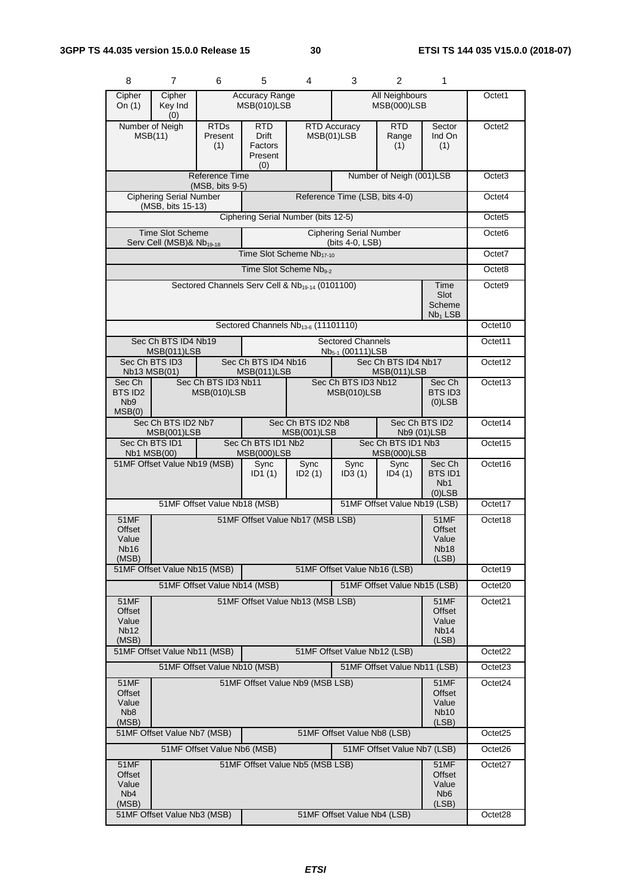| 8 | 7 | 6 | 5 | 4 | 3 | 2 | 1 | |
|---|---|---|---|---|---|---|---|---|
| Cipher On (1) | Cipher Key Ind (0) | Accuracy Range MSB(010)LSB | | | All Neighbours MSB(000)LSB | | | Octet1 |
| Number of Neigh MSB(11) | | RTDs Present (1) | RTD Drift Factors Present (0) | RTD Accuracy MSB(01)LSB | | RTD Range (1) | Sector Ind On (1) | Octet2 |
| Reference Time (MSB, bits 9-5) | | | | | Number of Neigh (001)LSB | | | Octet3 |
| Ciphering Serial Number (MSB, bits 15-13) | | | Reference Time (LSB, bits 4-0) | | | | | Octet4 |
| Ciphering Serial Number (bits 12-5) | | | | | | | | Octet5 |
| Time Slot Scheme Serv Cell (MSB)& $Nb_{19-18}$ | | | Ciphering Serial Number (bits 4-0, LSB) | | | | | Octet6 |
| Time Slot Scheme $Nb_{17-10}$ | | | | | | | | Octet7 |
| Time Slot Scheme $Nb_{9-2}$ | | | | | | | | Octet8 |
| Sectored Channels Serv Cell & $Nb_{19-14}$ (0101100) | | | | | | | Time Slot Scheme $Nb_1$ LSB | Octet9 |
| Sectored Channels $Nb_{13-6}$ (11101110) | | | | | | | | Octet10 |
| Sec Ch BTS ID4 Nb19 MSB(011)LSB | | | Sectored Channels $Nb_{5-1}$ (00111)LSB | | | | | Octet11 |
| Sec Ch BTS ID3 Nb13 MSB(01) | | Sec Ch BTS ID4 Nb16 MSB(011)LSB | | | Sec Ch BTS ID4 Nb17 MSB(011)LSB | | | Octet12 |
| Sec Ch BTS ID2 Nb9 MSB(0) | Sec Ch BTS ID3 Nb11 MSB(010)LSB | | | Sec Ch BTS ID3 Nb12 MSB(010)LSB | | | Sec Ch BTS ID3 (0)LSB | Octet13 |
| Sec Ch BTS ID2 Nb7 MSB(001)LSB | | | Sec Ch BTS ID2 Nb8 MSB(001)LSB | | | Sec Ch BTS ID2 Nb9 (01)LSB | | Octet14 |
| Sec Ch BTS ID1 Nb1 MSB(00) | | Sec Ch BTS ID1 Nb2 MSB(000)LSB | | | Sec Ch BTS ID1 Nb3 MSB(000)LSB | | | Octet15 |
| 51MF Offset Value Nb19 (MSB) | | | Sync ID1 (1) | Sync ID2 (1) | Sync ID3 (1) | Sync ID4 (1) | Sec Ch BTS ID1 Nb1 (0)LSB | Octet16 |
| 51MF Offset Value Nb18 (MSB) | | | | | 51MF Offset Value Nb19 (LSB) | | | Octet17 |
| 51MF Offset Value Nb16 (MSB) | 51MF Offset Value Nb17 (MSB LSB) | | | | | | 51MF Offset Value Nb18 (LSB) | Octet18 |
| 51MF Offset Value Nb15 (MSB) | | | 51MF Offset Value Nb16 (LSB) | | | | | Octet19 |
| 51MF Offset Value Nb14 (MSB) | | | | | 51MF Offset Value Nb15 (LSB) | | | Octet20 |
| 51MF Offset Value Nb12 (MSB) | 51MF Offset Value Nb13 (MSB LSB) | | | | | | 51MF Offset Value Nb14 (LSB) | Octet21 |
| 51MF Offset Value Nb11 (MSB) | | | 51MF Offset Value Nb12 (LSB) | | | | | Octet22 |
| 51MF Offset Value Nb10 (MSB) | | | | | 51MF Offset Value Nb11 (LSB) | | | Octet23 |
| 51MF Offset Value Nb8 (MSB) | 51MF Offset Value Nb9 (MSB LSB) | | | | | | 51MF Offset Value Nb10 (LSB) | Octet24 |
| 51MF Offset Value Nb7 (MSB) | | | 51MF Offset Value Nb8 (LSB) | | | | | Octet25 |
| 51MF Offset Value Nb6 (MSB) | | | | | 51MF Offset Value Nb7 (LSB) | | | Octet26 |
| 51MF Offset Value Nb4 (MSB) | 51MF Offset Value Nb5 (MSB LSB) | | | | | | 51MF Offset Value Nb6 (LSB) | Octet27 |
| 51MF Offset Value Nb3 (MSB) | | | 51MF Offset Value Nb4 (LSB) | | | | | Octet28 |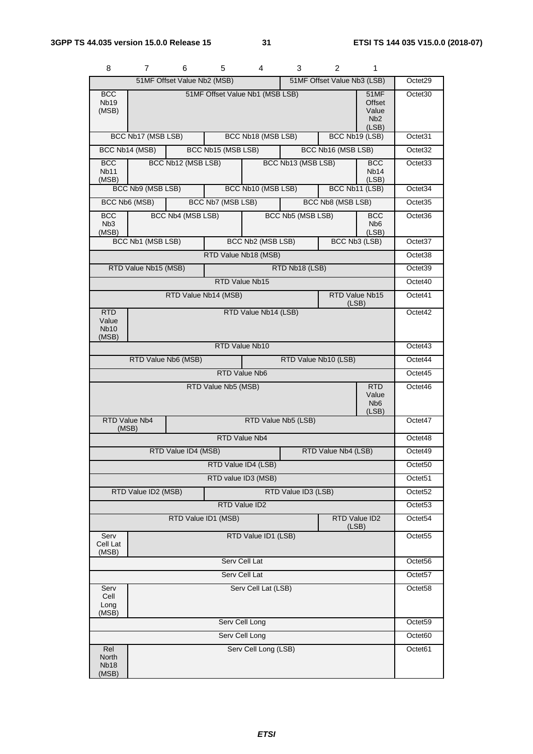| 8 | 7 | 6 | 5 | 4 | 3 | 2 | 1 | |
|---|---|---|---|---|---|---|---|---|
| 51MF Offset Value Nb2 (MSB) | | | | | 51MF Offset Value Nb3 (LSB) | | | Octet29 |
| BCC Nb19 (MSB) | 51MF Offset Value Nb1 (MSB LSB) | | | | | | 51MF Offset Value Nb2 (LSB) | Octet30 |
| BCC Nb17 (MSB LSB) | | | BCC Nb18 (MSB LSB) | | | BCC Nb19 (LSB) | | Octet31 |
| BCC Nb14 (MSB) | | BCC Nb15 (MSB LSB) | | | BCC Nb16 (MSB LSB) | | | Octet32 |
| BCC Nb11 (MSB) | BCC Nb12 (MSB LSB) | | | BCC Nb13 (MSB LSB) | | | BCC Nb14 (LSB) | Octet33 |
| BCC Nb9 (MSB LSB) | | | BCC Nb10 (MSB LSB) | | | BCC Nb11 (LSB) | | Octet34 |
| BCC Nb6 (MSB) | | BCC Nb7 (MSB LSB) | | | BCC Nb8 (MSB LSB) | | | Octet35 |
| BCC Nb3 (MSB) | BCC Nb4 (MSB LSB) | | | BCC Nb5 (MSB LSB) | | | BCC Nb6 (LSB) | Octet36 |
| BCC Nb1 (MSB LSB) | | | BCC Nb2 (MSB LSB) | | | BCC Nb3 (LSB) | | Octet37 |
| RTD Value Nb18 (MSB) | | | | | | | | Octet38 |
| RTD Value Nb15 (MSB) | | | RTD Nb18 (LSB) | | | | | Octet39 |
| RTD Value Nb15 | | | | | | | | Octet40 |
| RTD Value Nb14 (MSB) | | | | | | RTD Value Nb15 (LSB) | | Octet41 |
| RTD Value Nb10 (MSB) | RTD Value Nb14 (LSB) | | | | | | | Octet42 |
| RTD Value Nb10 | | | | | | | | Octet43 |
| RTD Value Nb6 (MSB) | | | | RTD Value Nb10 (LSB) | | | | Octet44 |
| RTD Value Nb6 | | | | | | | | Octet45 |
| RTD Value Nb5 (MSB) | | | | | | | RTD Value Nb6 (LSB) | Octet46 |
| RTD Value Nb4 (MSB) | | RTD Value Nb5 (LSB) | | | | | | Octet47 |
| RTD Value Nb4 | | | | | | | | Octet48 |
| RTD Value ID4 (MSB) | | | | | RTD Value Nb4 (LSB) | | | Octet49 |
| RTD Value ID4 (LSB) | | | | | | | | Octet50 |
| RTD value ID3 (MSB) | | | | | | | | Octet51 |
| RTD Value ID2 (MSB) | | | RTD Value ID3 (LSB) | | | | | Octet52 |
| RTD Value ID2 | | | | | | | | Octet53 |
| RTD Value ID1 (MSB) | | | | | | RTD Value ID2 (LSB) | | Octet54 |
| Serv Cell Lat (MSB) | RTD Value ID1 (LSB) | | | | | | | Octet55 |
| Serv Cell Lat | | | | | | | | Octet56 |
| Serv Cell Lat | | | | | | | | Octet57 |
| Serv Cell Long (MSB) | Serv Cell Lat (LSB) | | | | | | | Octet58 |
| Serv Cell Long | | | | | | | | Octet59 |
| Serv Cell Long | | | | | | | | Octet60 |
| Rel North Nb18 (MSB) | Serv Cell Long (LSB) | | | | | | | Octet61 |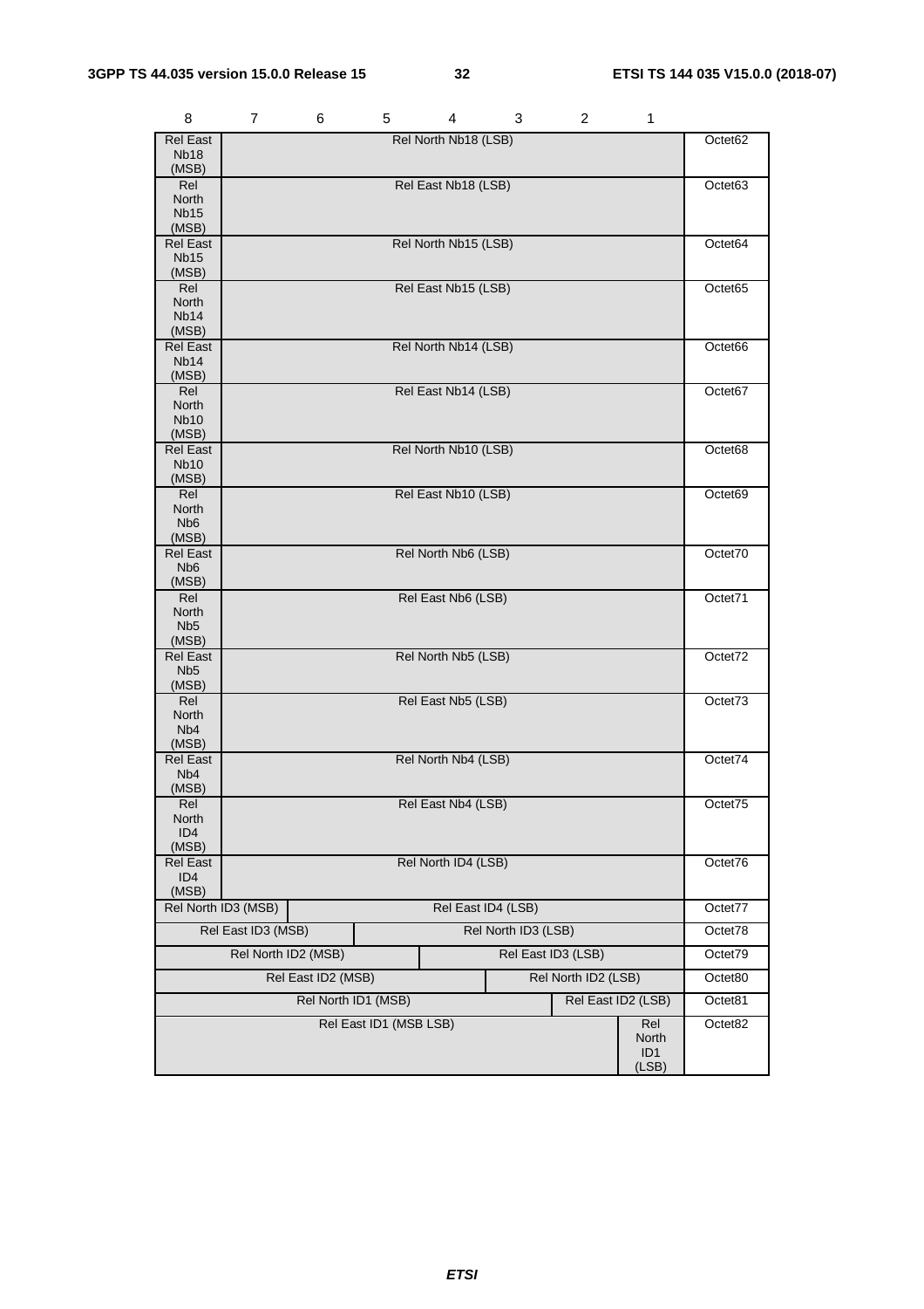| 8 | 7 | 6 | 5 | 4 | 3 | 2 | 1 | |
|---|---|---|---|---|---|---|---|---|
| Rel East Nb18 (MSB) | Rel North Nb18 (LSB) | | | | | | | Octet62 |
| Rel North Nb15 (MSB) | Rel East Nb18 (LSB) | | | | | | | Octet63 |
| Rel East Nb15 (MSB) | Rel North Nb15 (LSB) | | | | | | | Octet64 |
| Rel North Nb14 (MSB) | Rel East Nb15 (LSB) | | | | | | | Octet65 |
| Rel East Nb14 (MSB) | Rel North Nb14 (LSB) | | | | | | | Octet66 |
| Rel North Nb10 (MSB) | Rel East Nb14 (LSB) | | | | | | | Octet67 |
| Rel East Nb10 (MSB) | Rel North Nb10 (LSB) | | | | | | | Octet68 |
| Rel North Nb6 (MSB) | Rel East Nb10 (LSB) | | | | | | | Octet69 |
| Rel East Nb6 (MSB) | Rel North Nb6 (LSB) | | | | | | | Octet70 |
| Rel North Nb5 (MSB) | Rel East Nb6 (LSB) | | | | | | | Octet71 |
| Rel East Nb5 (MSB) | Rel North Nb5 (LSB) | | | | | | | Octet72 |
| Rel North Nb4 (MSB) | Rel East Nb5 (LSB) | | | | | | | Octet73 |
| Rel East Nb4 (MSB) | Rel North Nb4 (LSB) | | | | | | | Octet74 |
| Rel North ID4 (MSB) | Rel East Nb4 (LSB) | | | | | | | Octet75 |
| Rel East ID4 (MSB) | Rel North ID4 (LSB) | | | | | | | Octet76 |
| Rel North ID3 (MSB) | | Rel East ID4 (LSB) | | | | | | Octet77 |
| Rel East ID3 (MSB) | | | Rel North ID3 (LSB) | | | | | Octet78 |
| Rel North ID2 (MSB) | | | | Rel East ID3 (LSB) | | | | Octet79 |
| Rel East ID2 (MSB) | | | | | Rel North ID2 (LSB) | | | Octet80 |
| Rel North ID1 (MSB) | | | | | | Rel East ID2 (LSB) | | Octet81 |
| Rel East ID1 (MSB LSB) | | | | | | | Rel North ID1 (LSB) | Octet82 |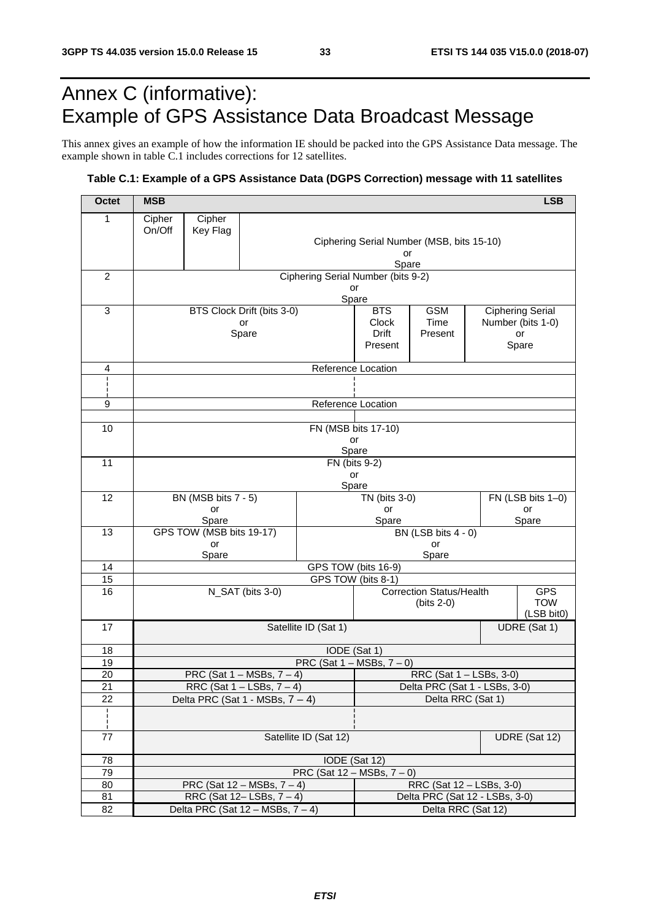# Annex C (informative): Example of GPS Assistance Data Broadcast Message

This annex gives an example of how the information IE should be packed into the GPS Assistance Data message. The example shown in table C.1 includes corrections for 12 satellites.

**Table C.1: Example of a GPS Assistance Data (DGPS Correction) message with 11 satellites**

| Octet | MSB | | | | | | | LSB |
|---|---|---|---|---|---|---|---|---|
| 1 | Cipher On/Off | Cipher Key Flag | Ciphering Serial Number (MSB, bits 15-10) or Spare | | | | | |
| 2 | Ciphering Serial Number (bits 9-2) or Spare | | | | | | | |
| 3 | BTS Clock Drift (bits 3-0) or Spare | | | | BTS Clock Drift Present | GSM Time Present | Ciphering Serial Number (bits 1-0) or Spare | |
| 4 | Reference Location | | | | | | | |
| ¦ | | | | | | | | |
| 9 | Reference Location | | | | | | | |
| 10 | FN (MSB bits 17-10) or Spare | | | | | | | |
| 11 | FN (bits 9-2) or Spare | | | | | | | |
| 12 | BN (MSB bits 7 - 5) or Spare | | | TN (bits 3-0) or Spare | | | | FN (LSB bits 1–0) or Spare |
| 13 | GPS TOW (MSB bits 19-17) or Spare | | | BN (LSB bits 4 - 0) or Spare | | | | |
| 14 | GPS TOW (bits 16-9) | | | | | | | |
| 15 | GPS TOW (bits 8-1) | | | | | | | |
| 16 | N_SAT (bits 3-0) | | | | Correction Status/Health (bits 2-0) | | | GPS TOW (LSB bit0) |
| 17 | Satellite ID (Sat 1) | | | | | | UDRE (Sat 1) | |
| 18 | IODE (Sat 1) | | | | | | | |
| 19 | PRC (Sat 1 – MSBs, 7 – 0) | | | | | | | |
| 20 | PRC (Sat 1 – MSBs, 7 – 4) | | | | RRC (Sat 1 – LSBs, 3-0) | | | |
| 21 | RRC (Sat 1 – LSBs, 7 – 4) | | | | Delta PRC (Sat 1 - LSBs, 3-0) | | | |
| 22 | Delta PRC (Sat 1 - MSBs, 7 – 4) | | | | Delta RRC (Sat 1) | | | |
| ¦ | | | | | | | | |
| 77 | Satellite ID (Sat 12) | | | | | | UDRE (Sat 12) | |
| 78 | IODE (Sat 12) | | | | | | | |
| 79 | PRC (Sat 12 – MSBs, 7 – 0) | | | | | | | |
| 80 | PRC (Sat 12 – MSBs, 7 – 4) | | | | RRC (Sat 12 – LSBs, 3-0) | | | |
| 81 | RRC (Sat 12– LSBs, 7 – 4) | | | | Delta PRC (Sat 12 - LSBs, 3-0) | | | |
| 82 | Delta PRC (Sat 12 – MSBs, 7 – 4) | | | | Delta RRC (Sat 12) | | | |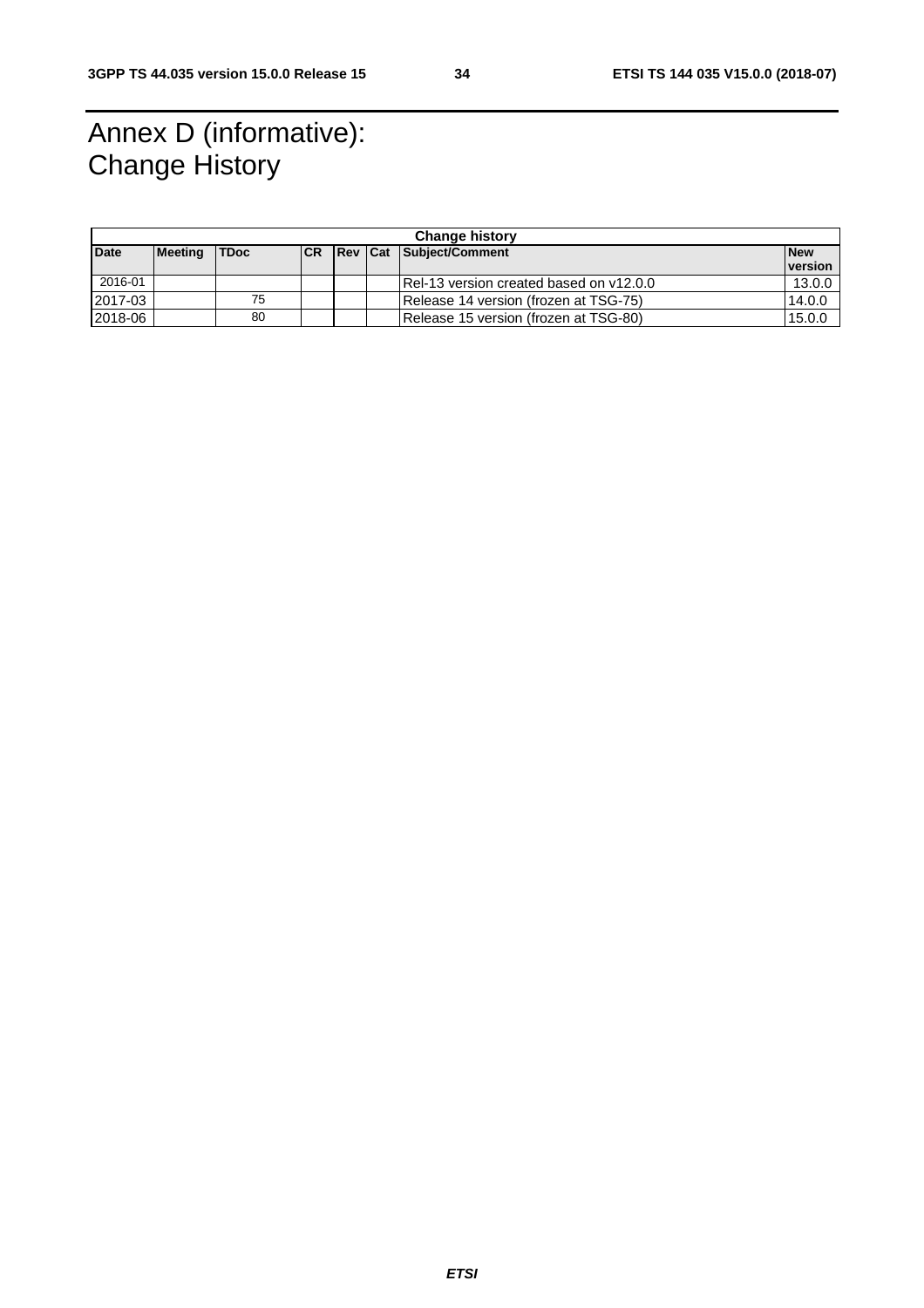# Annex D (informative): Change History

| Change history | | | | | | | |
|---|---|---|---|---|---|---|---|
| **Date** | **Meeting** | **TDoc** | **CR** | **Rev** | **Cat** | **Subject/Comment** | **New version** |
| 2016-01 | | | | | | Rel-13 version created based on v12.0.0 | 13.0.0 |
| 2017-03 | | 75 | | | | Release 14 version (frozen at TSG-75) | 14.0.0 |
| 2018-06 | | 80 | | | | Release 15 version (frozen at TSG-80) | 15.0.0 |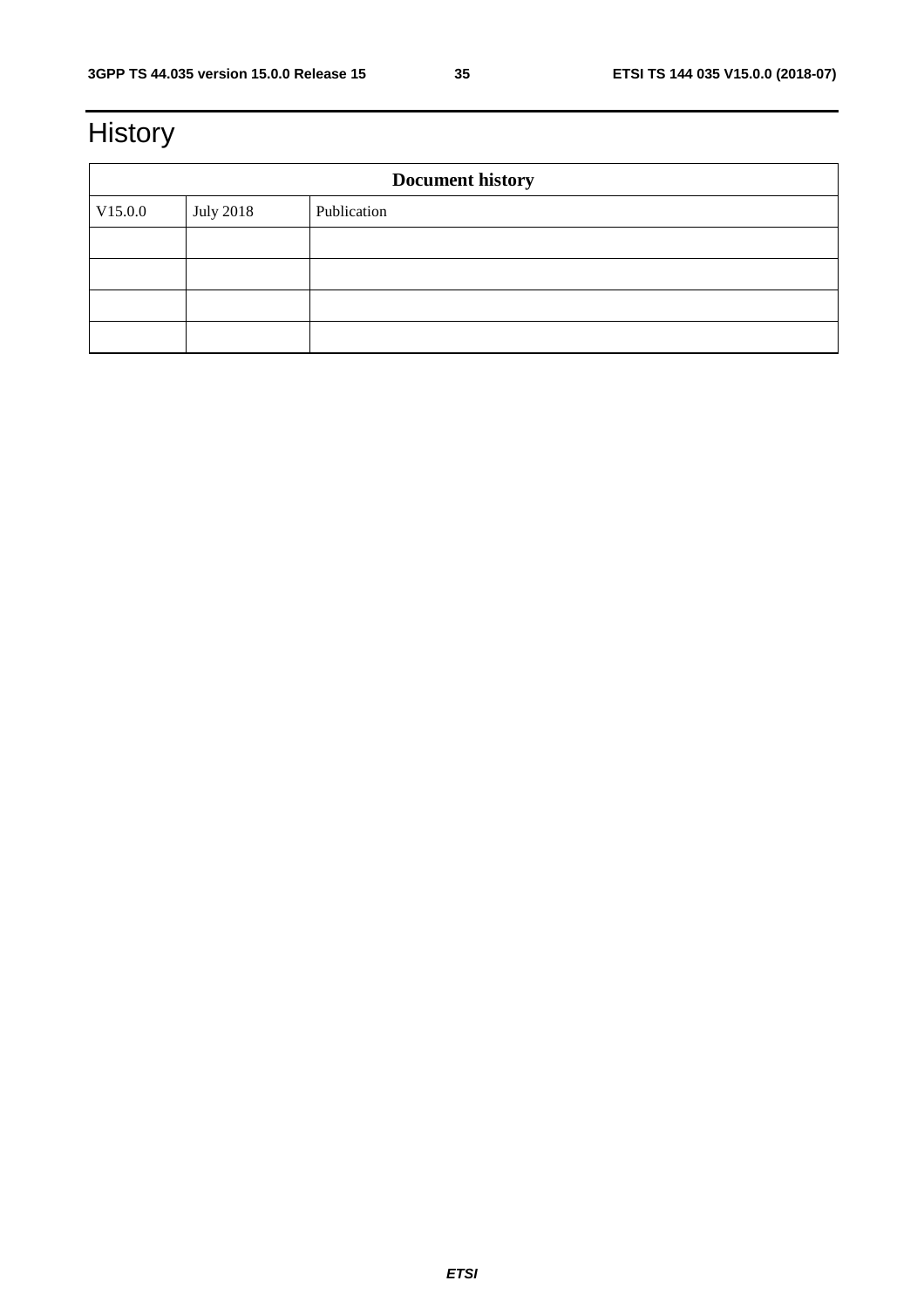# History

| Document history | | |
|---|---|---|
| V15.0.0 | July 2018 | Publication |
| | | |
| | | |
| | | |
| | | |